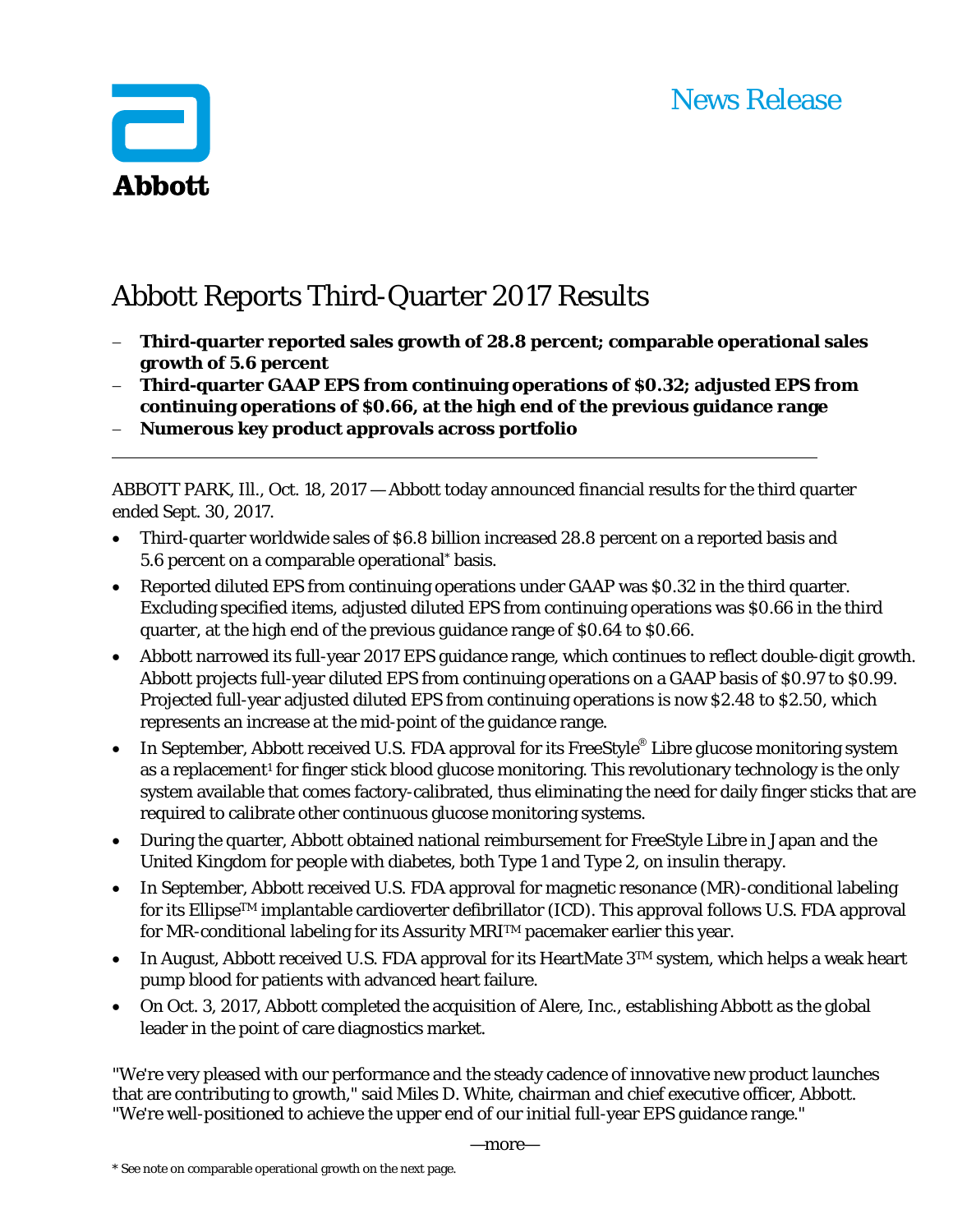Abbott

News Release

# Abbott Reports Third-Quarter 2017 Results

- **Third-quarter reported sales growth of 28.8 percent; comparable operational sales growth of 5.6 percent**
- **Third-quarter GAAP EPS from continuing operations of $0.32; adjusted EPS from continuing operations of $0.66, at the high end of the previous guidance range**
- **Numerous key product approvals across portfolio**

---

ABBOTT PARK, Ill., Oct. 18, 2017 — Abbott today announced financial results for the third quarter ended Sept. 30, 2017.

- Third-quarter worldwide sales of $6.8 billion increased 28.8 percent on a reported basis and 5.6 percent on a comparable operational* basis.
- Reported diluted EPS from continuing operations under GAAP was $0.32 in the third quarter. Excluding specified items, adjusted diluted EPS from continuing operations was $0.66 in the third quarter, at the high end of the previous guidance range of $0.64 to $0.66.
- Abbott narrowed its full-year 2017 EPS guidance range, which continues to reflect double-digit growth. Abbott projects full-year diluted EPS from continuing operations on a GAAP basis of $0.97 to $0.99. Projected full-year adjusted diluted EPS from continuing operations is now $2.48 to $2.50, which represents an increase at the mid-point of the guidance range.
- In September, Abbott received U.S. FDA approval for its FreeStyle® Libre glucose monitoring system as a replacement[1] for finger stick blood glucose monitoring. This revolutionary technology is the only system available that comes factory-calibrated, thus eliminating the need for daily finger sticks that are required to calibrate other continuous glucose monitoring systems.
- During the quarter, Abbott obtained national reimbursement for FreeStyle Libre in Japan and the United Kingdom for people with diabetes, both Type 1 and Type 2, on insulin therapy.
- In September, Abbott received U.S. FDA approval for magnetic resonance (MR)-conditional labeling for its Ellipse™ implantable cardioverter defibrillator (ICD). This approval follows U.S. FDA approval for MR-conditional labeling for its Assurity MRI™ pacemaker earlier this year.
- In August, Abbott received U.S. FDA approval for its HeartMate 3™ system, which helps a weak heart pump blood for patients with advanced heart failure.
- On Oct. 3, 2017, Abbott completed the acquisition of Alere, Inc., establishing Abbott as the global leader in the point of care diagnostics market.

"We're very pleased with our performance and the steady cadence of innovative new product launches that are contributing to growth," said Miles D. White, chairman and chief executive officer, Abbott. "We're well-positioned to achieve the upper end of our initial full-year EPS guidance range."

—more—

* See note on comparable operational growth on the next page.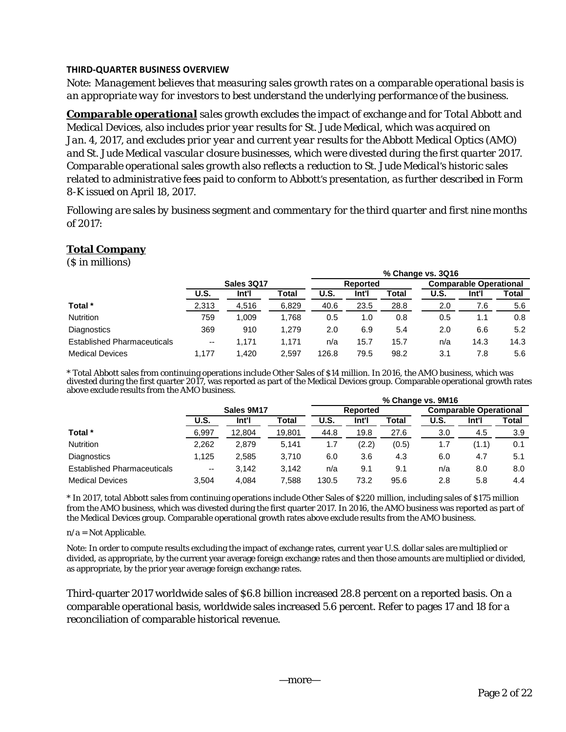**THIRD-QUARTER BUSINESS OVERVIEW**

*Note: Management believes that measuring sales growth rates on a comparable operational basis is an appropriate way for investors to best understand the underlying performance of the business.*

***Comparable operational*** *sales growth excludes the impact of exchange and for Total Abbott and Medical Devices, also includes prior year results for St. Jude Medical, which was acquired on Jan. 4, 2017, and excludes prior year and current year results for the Abbott Medical Optics (AMO) and St. Jude Medical vascular closure businesses, which were divested during the first quarter 2017. Comparable operational sales growth also reflects a reduction to St. Jude Medical's historic sales related to administrative fees paid to conform to Abbott's presentation, as further described in Form 8-K issued on April 18, 2017.*

*Following are sales by business segment and commentary for the third quarter and first nine months of 2017:*

***Total Company***

($ in millions)

| | Sales 3Q17 | | | % Change vs. 3Q16 | | | | | |
|---|---|---|---|---|---|---|---|---|---|
| | | | | Reported | | | Comparable Operational | | |
| | U.S. | Int'l | Total | U.S. | Int'l | Total | U.S. | Int'l | Total |
| **Total *** | 2,313 | 4,516 | 6,829 | 40.6 | 23.5 | 28.8 | 2.0 | 7.6 | 5.6 |
| Nutrition | 759 | 1,009 | 1,768 | 0.5 | 1.0 | 0.8 | 0.5 | 1.1 | 0.8 |
| Diagnostics | 369 | 910 | 1,279 | 2.0 | 6.9 | 5.4 | 2.0 | 6.6 | 5.2 |
| Established Pharmaceuticals | -- | 1,171 | 1,171 | n/a | 15.7 | 15.7 | n/a | 14.3 | 14.3 |
| Medical Devices | 1,177 | 1,420 | 2,597 | 126.8 | 79.5 | 98.2 | 3.1 | 7.8 | 5.6 |

\* Total Abbott sales from continuing operations include Other Sales of $14 million. In 2016, the AMO business, which was divested during the first quarter 2017, was reported as part of the Medical Devices group. Comparable operational growth rates above exclude results from the AMO business.

| | Sales 9M17 | | | % Change vs. 9M16 | | | | | |
|---|---|---|---|---|---|---|---|---|---|
| | | | | Reported | | | Comparable Operational | | |
| | U.S. | Int'l | Total | U.S. | Int'l | Total | U.S. | Int'l | Total |
| **Total *** | 6,997 | 12,804 | 19,801 | 44.8 | 19.8 | 27.6 | 3.0 | 4.5 | 3.9 |
| Nutrition | 2,262 | 2,879 | 5,141 | 1.7 | (2.2) | (0.5) | 1.7 | (1.1) | 0.1 |
| Diagnostics | 1,125 | 2,585 | 3,710 | 6.0 | 3.6 | 4.3 | 6.0 | 4.7 | 5.1 |
| Established Pharmaceuticals | -- | 3,142 | 3,142 | n/a | 9.1 | 9.1 | n/a | 8.0 | 8.0 |
| Medical Devices | 3,504 | 4,084 | 7,588 | 130.5 | 73.2 | 95.6 | 2.8 | 5.8 | 4.4 |

\* In 2017, total Abbott sales from continuing operations include Other Sales of $220 million, including sales of $175 million from the AMO business, which was divested during the first quarter 2017. In 2016, the AMO business was reported as part of the Medical Devices group. Comparable operational growth rates above exclude results from the AMO business.

n/a = Not Applicable.

Note: In order to compute results excluding the impact of exchange rates, current year U.S. dollar sales are multiplied or divided, as appropriate, by the current year average foreign exchange rates and then those amounts are multiplied or divided, as appropriate, by the prior year average foreign exchange rates.

Third-quarter 2017 worldwide sales of $6.8 billion increased 28.8 percent on a reported basis. On a comparable operational basis, worldwide sales increased 5.6 percent. Refer to pages 17 and 18 for a reconciliation of comparable historical revenue.

—more—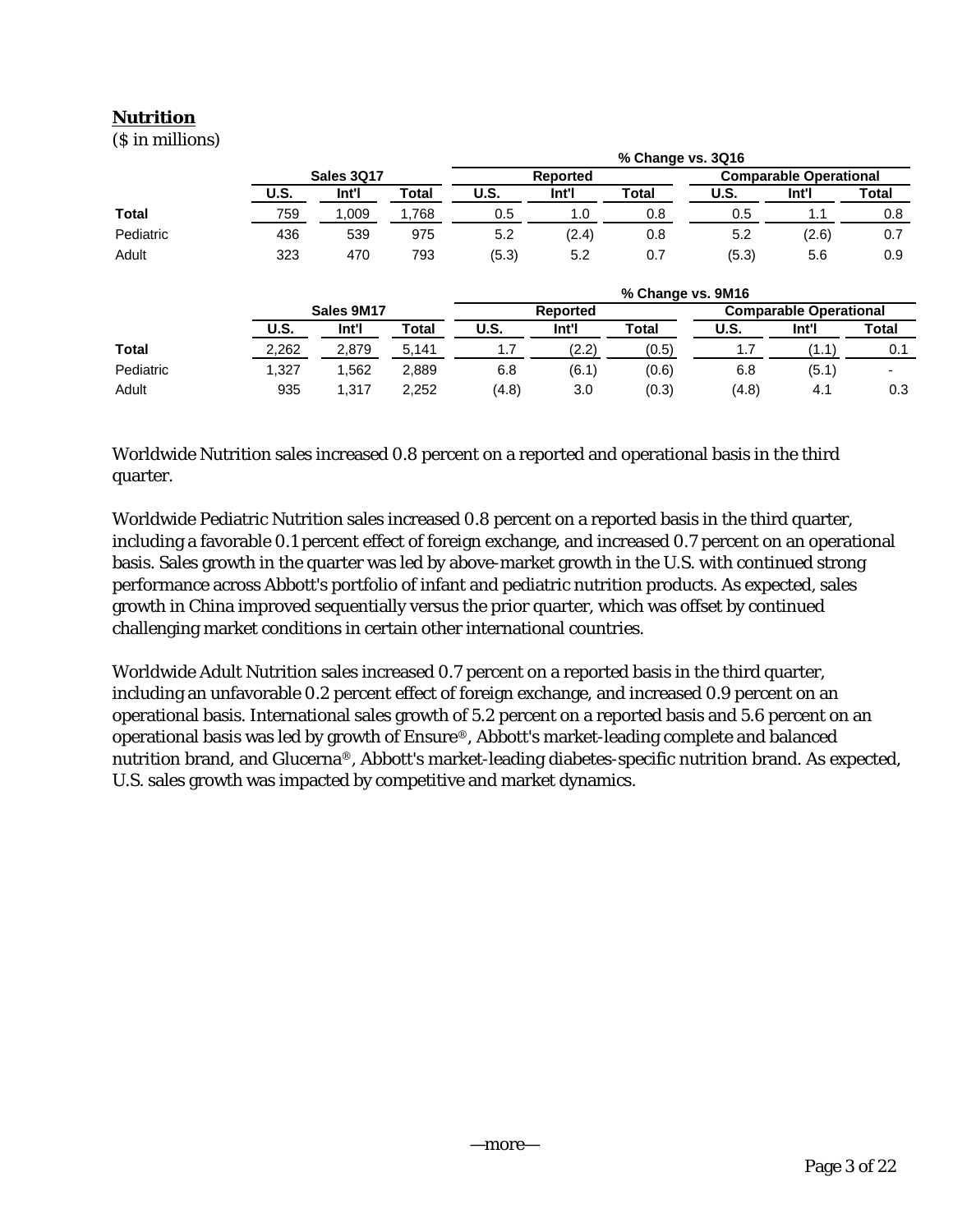## Nutrition

($ in millions)

| | Sales 3Q17 | | | % Change vs. 3Q16 | | | | | |
|---|---|---|---|---|---|---|---|---|---|
| | | | | Reported | | | Comparable Operational | | |
| | U.S. | Int'l | Total | U.S. | Int'l | Total | U.S. | Int'l | Total |
| **Total** | 759 | 1,009 | 1,768 | 0.5 | 1.0 | 0.8 | 0.5 | 1.1 | 0.8 |
| Pediatric | 436 | 539 | 975 | 5.2 | (2.4) | 0.8 | 5.2 | (2.6) | 0.7 |
| Adult | 323 | 470 | 793 | (5.3) | 5.2 | 0.7 | (5.3) | 5.6 | 0.9 |

| | Sales 9M17 | | | % Change vs. 9M16 | | | | | |
|---|---|---|---|---|---|---|---|---|---|
| | | | | Reported | | | Comparable Operational | | |
| | U.S. | Int'l | Total | U.S. | Int'l | Total | U.S. | Int'l | Total |
| **Total** | 2,262 | 2,879 | 5,141 | 1.7 | (2.2) | (0.5) | 1.7 | (1.1) | 0.1 |
| Pediatric | 1,327 | 1,562 | 2,889 | 6.8 | (6.1) | (0.6) | 6.8 | (5.1) | - |
| Adult | 935 | 1,317 | 2,252 | (4.8) | 3.0 | (0.3) | (4.8) | 4.1 | 0.3 |

Worldwide Nutrition sales increased 0.8 percent on a reported and operational basis in the third quarter.

Worldwide Pediatric Nutrition sales increased 0.8 percent on a reported basis in the third quarter, including a favorable 0.1 percent effect of foreign exchange, and increased 0.7 percent on an operational basis. Sales growth in the quarter was led by above-market growth in the U.S. with continued strong performance across Abbott's portfolio of infant and pediatric nutrition products. As expected, sales growth in China improved sequentially versus the prior quarter, which was offset by continued challenging market conditions in certain other international countries.

Worldwide Adult Nutrition sales increased 0.7 percent on a reported basis in the third quarter, including an unfavorable 0.2 percent effect of foreign exchange, and increased 0.9 percent on an operational basis. International sales growth of 5.2 percent on a reported basis and 5.6 percent on an operational basis was led by growth of Ensure®, Abbott's market-leading complete and balanced nutrition brand, and Glucerna®, Abbott's market-leading diabetes-specific nutrition brand. As expected, U.S. sales growth was impacted by competitive and market dynamics.

—more—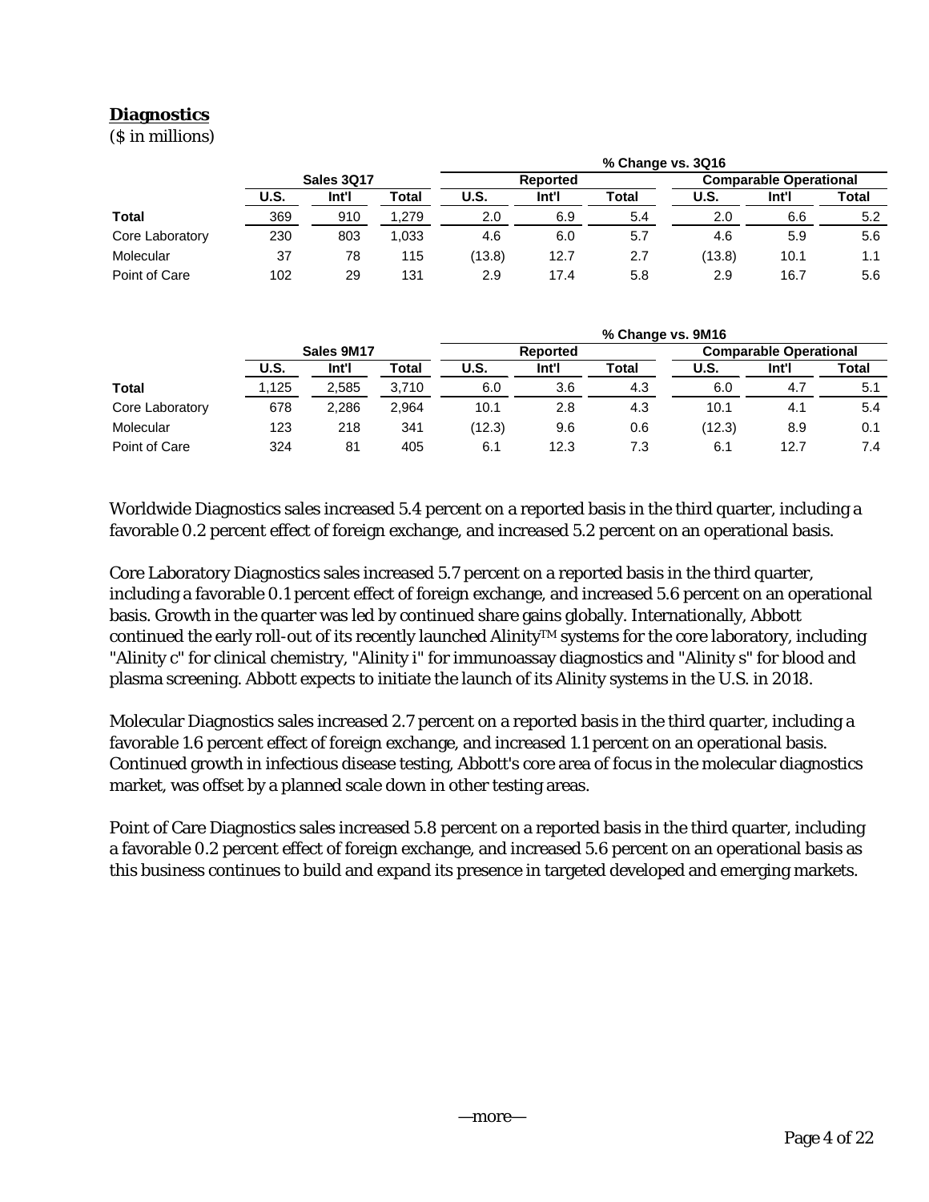## Diagnostics

($ in millions)

| | Sales 3Q17 | | | % Change vs. 3Q16 | | | | | |
|---|---|---|---|---|---|---|---|---|---|
| | | | | Reported | | | Comparable Operational | | |
| | U.S. | Int'l | Total | U.S. | Int'l | Total | U.S. | Int'l | Total |
| **Total** | 369 | 910 | 1,279 | 2.0 | 6.9 | 5.4 | 2.0 | 6.6 | 5.2 |
| Core Laboratory | 230 | 803 | 1,033 | 4.6 | 6.0 | 5.7 | 4.6 | 5.9 | 5.6 |
| Molecular | 37 | 78 | 115 | (13.8) | 12.7 | 2.7 | (13.8) | 10.1 | 1.1 |
| Point of Care | 102 | 29 | 131 | 2.9 | 17.4 | 5.8 | 2.9 | 16.7 | 5.6 |

| | Sales 9M17 | | | % Change vs. 9M16 | | | | | |
|---|---|---|---|---|---|---|---|---|---|
| | | | | Reported | | | Comparable Operational | | |
| | U.S. | Int'l | Total | U.S. | Int'l | Total | U.S. | Int'l | Total |
| **Total** | 1,125 | 2,585 | 3,710 | 6.0 | 3.6 | 4.3 | 6.0 | 4.7 | 5.1 |
| Core Laboratory | 678 | 2,286 | 2,964 | 10.1 | 2.8 | 4.3 | 10.1 | 4.1 | 5.4 |
| Molecular | 123 | 218 | 341 | (12.3) | 9.6 | 0.6 | (12.3) | 8.9 | 0.1 |
| Point of Care | 324 | 81 | 405 | 6.1 | 12.3 | 7.3 | 6.1 | 12.7 | 7.4 |

Worldwide Diagnostics sales increased 5.4 percent on a reported basis in the third quarter, including a favorable 0.2 percent effect of foreign exchange, and increased 5.2 percent on an operational basis.

Core Laboratory Diagnostics sales increased 5.7 percent on a reported basis in the third quarter, including a favorable 0.1 percent effect of foreign exchange, and increased 5.6 percent on an operational basis. Growth in the quarter was led by continued share gains globally. Internationally, Abbott continued the early roll-out of its recently launched Alinity™ systems for the core laboratory, including "Alinity c" for clinical chemistry, "Alinity i" for immunoassay diagnostics and "Alinity s" for blood and plasma screening. Abbott expects to initiate the launch of its Alinity systems in the U.S. in 2018.

Molecular Diagnostics sales increased 2.7 percent on a reported basis in the third quarter, including a favorable 1.6 percent effect of foreign exchange, and increased 1.1 percent on an operational basis. Continued growth in infectious disease testing, Abbott's core area of focus in the molecular diagnostics market, was offset by a planned scale down in other testing areas.

Point of Care Diagnostics sales increased 5.8 percent on a reported basis in the third quarter, including a favorable 0.2 percent effect of foreign exchange, and increased 5.6 percent on an operational basis as this business continues to build and expand its presence in targeted developed and emerging markets.

—more—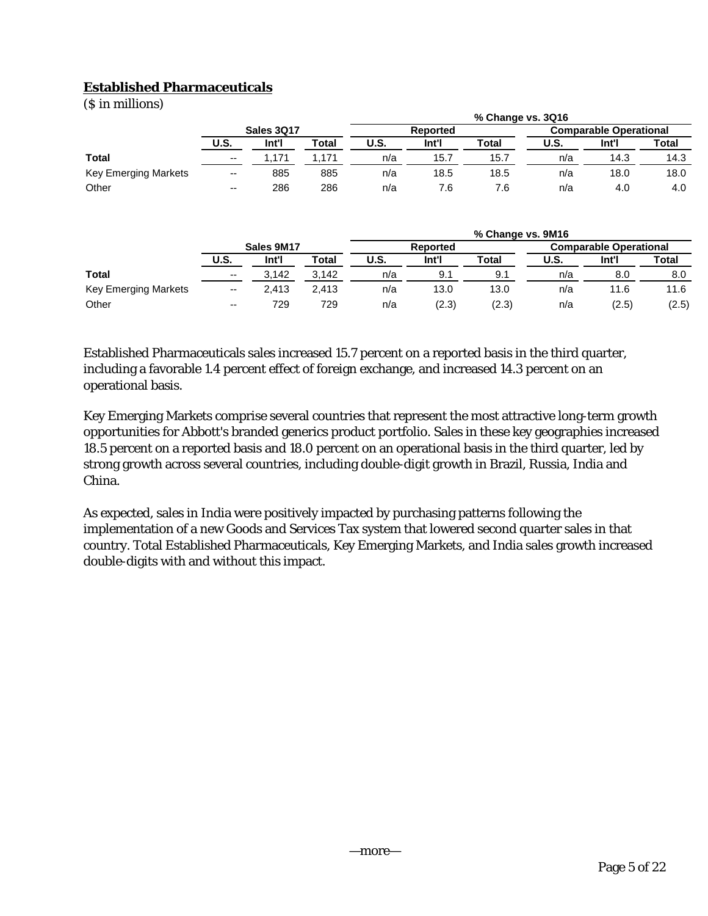## Established Pharmaceuticals

($ in millions)

| | Sales 3Q17 | | | % Change vs. 3Q16 | | | | | |
|---|---|---|---|---|---|---|---|---|---|
| | | | | Reported | | | Comparable Operational | | |
| | U.S. | Int'l | Total | U.S. | Int'l | Total | U.S. | Int'l | Total |
| **Total** | -- | 1,171 | 1,171 | n/a | 15.7 | 15.7 | n/a | 14.3 | 14.3 |
| Key Emerging Markets | -- | 885 | 885 | n/a | 18.5 | 18.5 | n/a | 18.0 | 18.0 |
| Other | -- | 286 | 286 | n/a | 7.6 | 7.6 | n/a | 4.0 | 4.0 |

| | Sales 9M17 | | | % Change vs. 9M16 | | | | | |
|---|---|---|---|---|---|---|---|---|---|
| | | | | Reported | | | Comparable Operational | | |
| | U.S. | Int'l | Total | U.S. | Int'l | Total | U.S. | Int'l | Total |
| **Total** | -- | 3,142 | 3,142 | n/a | 9.1 | 9.1 | n/a | 8.0 | 8.0 |
| Key Emerging Markets | -- | 2,413 | 2,413 | n/a | 13.0 | 13.0 | n/a | 11.6 | 11.6 |
| Other | -- | 729 | 729 | n/a | (2.3) | (2.3) | n/a | (2.5) | (2.5) |

Established Pharmaceuticals sales increased 15.7 percent on a reported basis in the third quarter, including a favorable 1.4 percent effect of foreign exchange, and increased 14.3 percent on an operational basis.

Key Emerging Markets comprise several countries that represent the most attractive long-term growth opportunities for Abbott's branded generics product portfolio. Sales in these key geographies increased 18.5 percent on a reported basis and 18.0 percent on an operational basis in the third quarter, led by strong growth across several countries, including double-digit growth in Brazil, Russia, India and China.

As expected, sales in India were positively impacted by purchasing patterns following the implementation of a new Goods and Services Tax system that lowered second quarter sales in that country. Total Established Pharmaceuticals, Key Emerging Markets, and India sales growth increased double-digits with and without this impact.

—more—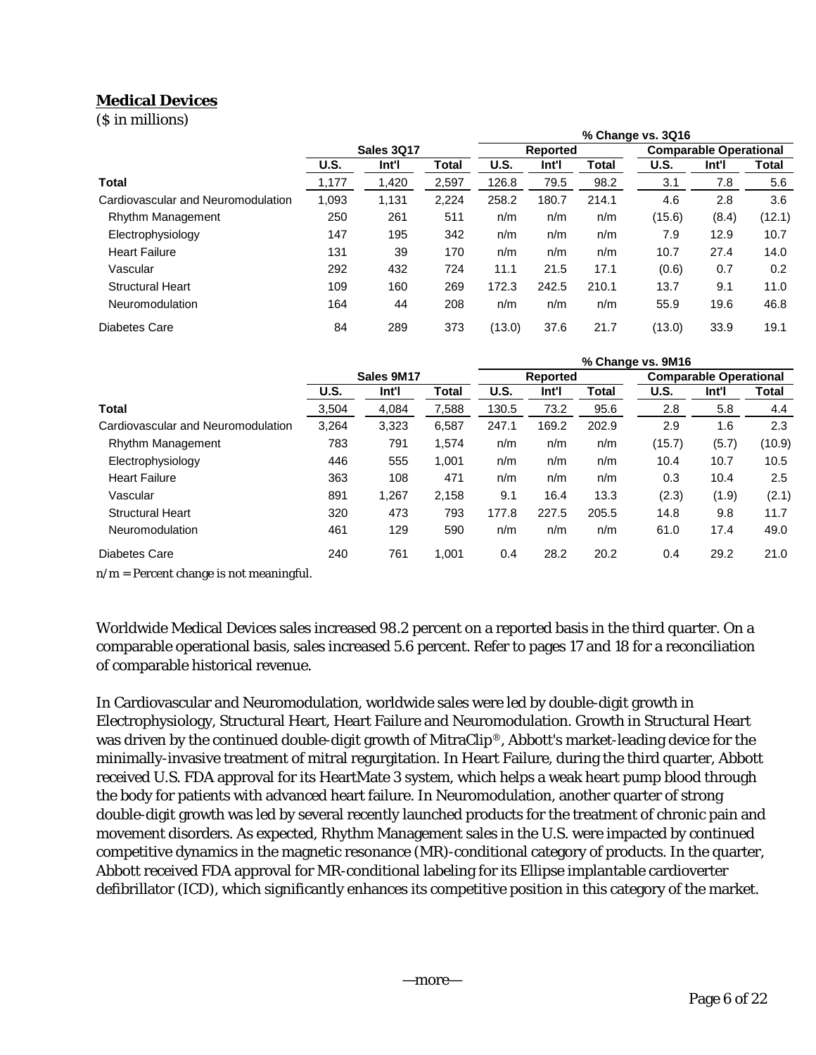## Medical Devices

($ in millions)

| | Sales 3Q17 | | | % Change vs. 3Q16 | | | | | |
|---|---|---|---|---|---|---|---|---|---|
| | | | | Reported | | | Comparable Operational | | |
| | U.S. | Int'l | Total | U.S. | Int'l | Total | U.S. | Int'l | Total |
| **Total** | 1,177 | 1,420 | 2,597 | 126.8 | 79.5 | 98.2 | 3.1 | 7.8 | 5.6 |
| Cardiovascular and Neuromodulation | 1,093 | 1,131 | 2,224 | 258.2 | 180.7 | 214.1 | 4.6 | 2.8 | 3.6 |
| Rhythm Management | 250 | 261 | 511 | n/m | n/m | n/m | (15.6) | (8.4) | (12.1) |
| Electrophysiology | 147 | 195 | 342 | n/m | n/m | n/m | 7.9 | 12.9 | 10.7 |
| Heart Failure | 131 | 39 | 170 | n/m | n/m | n/m | 10.7 | 27.4 | 14.0 |
| Vascular | 292 | 432 | 724 | 11.1 | 21.5 | 17.1 | (0.6) | 0.7 | 0.2 |
| Structural Heart | 109 | 160 | 269 | 172.3 | 242.5 | 210.1 | 13.7 | 9.1 | 11.0 |
| Neuromodulation | 164 | 44 | 208 | n/m | n/m | n/m | 55.9 | 19.6 | 46.8 |
| Diabetes Care | 84 | 289 | 373 | (13.0) | 37.6 | 21.7 | (13.0) | 33.9 | 19.1 |

| | Sales 9M17 | | | % Change vs. 9M16 | | | | | |
|---|---|---|---|---|---|---|---|---|---|
| | | | | Reported | | | Comparable Operational | | |
| | U.S. | Int'l | Total | U.S. | Int'l | Total | U.S. | Int'l | Total |
| **Total** | 3,504 | 4,084 | 7,588 | 130.5 | 73.2 | 95.6 | 2.8 | 5.8 | 4.4 |
| Cardiovascular and Neuromodulation | 3,264 | 3,323 | 6,587 | 247.1 | 169.2 | 202.9 | 2.9 | 1.6 | 2.3 |
| Rhythm Management | 783 | 791 | 1,574 | n/m | n/m | n/m | (15.7) | (5.7) | (10.9) |
| Electrophysiology | 446 | 555 | 1,001 | n/m | n/m | n/m | 10.4 | 10.7 | 10.5 |
| Heart Failure | 363 | 108 | 471 | n/m | n/m | n/m | 0.3 | 10.4 | 2.5 |
| Vascular | 891 | 1,267 | 2,158 | 9.1 | 16.4 | 13.3 | (2.3) | (1.9) | (2.1) |
| Structural Heart | 320 | 473 | 793 | 177.8 | 227.5 | 205.5 | 14.8 | 9.8 | 11.7 |
| Neuromodulation | 461 | 129 | 590 | n/m | n/m | n/m | 61.0 | 17.4 | 49.0 |
| Diabetes Care | 240 | 761 | 1,001 | 0.4 | 28.2 | 20.2 | 0.4 | 29.2 | 21.0 |

n/m = Percent change is not meaningful.

Worldwide Medical Devices sales increased 98.2 percent on a reported basis in the third quarter. On a comparable operational basis, sales increased 5.6 percent. Refer to pages 17 and 18 for a reconciliation of comparable historical revenue.

In Cardiovascular and Neuromodulation, worldwide sales were led by double-digit growth in Electrophysiology, Structural Heart, Heart Failure and Neuromodulation. Growth in Structural Heart was driven by the continued double-digit growth of MitraClip®, Abbott's market-leading device for the minimally-invasive treatment of mitral regurgitation. In Heart Failure, during the third quarter, Abbott received U.S. FDA approval for its HeartMate 3 system, which helps a weak heart pump blood through the body for patients with advanced heart failure. In Neuromodulation, another quarter of strong double-digit growth was led by several recently launched products for the treatment of chronic pain and movement disorders. As expected, Rhythm Management sales in the U.S. were impacted by continued competitive dynamics in the magnetic resonance (MR)-conditional category of products. In the quarter, Abbott received FDA approval for MR-conditional labeling for its Ellipse implantable cardioverter defibrillator (ICD), which significantly enhances its competitive position in this category of the market.

—more—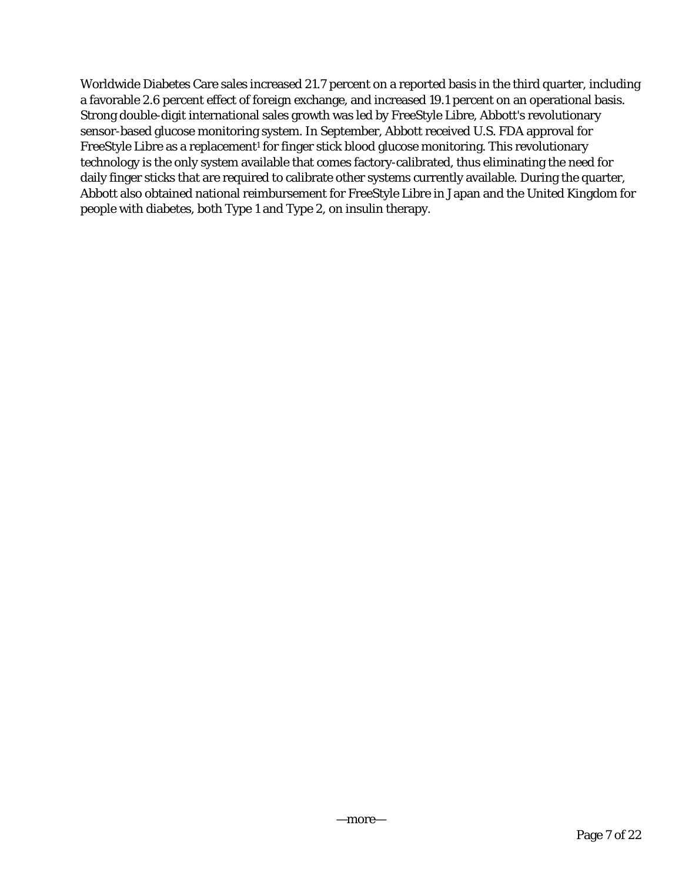Worldwide Diabetes Care sales increased 21.7 percent on a reported basis in the third quarter, including a favorable 2.6 percent effect of foreign exchange, and increased 19.1 percent on an operational basis. Strong double-digit international sales growth was led by FreeStyle Libre, Abbott's revolutionary sensor-based glucose monitoring system. In September, Abbott received U.S. FDA approval for FreeStyle Libre as a replacement[1] for finger stick blood glucose monitoring. This revolutionary technology is the only system available that comes factory-calibrated, thus eliminating the need for daily finger sticks that are required to calibrate other systems currently available. During the quarter, Abbott also obtained national reimbursement for FreeStyle Libre in Japan and the United Kingdom for people with diabetes, both Type 1 and Type 2, on insulin therapy.

—more—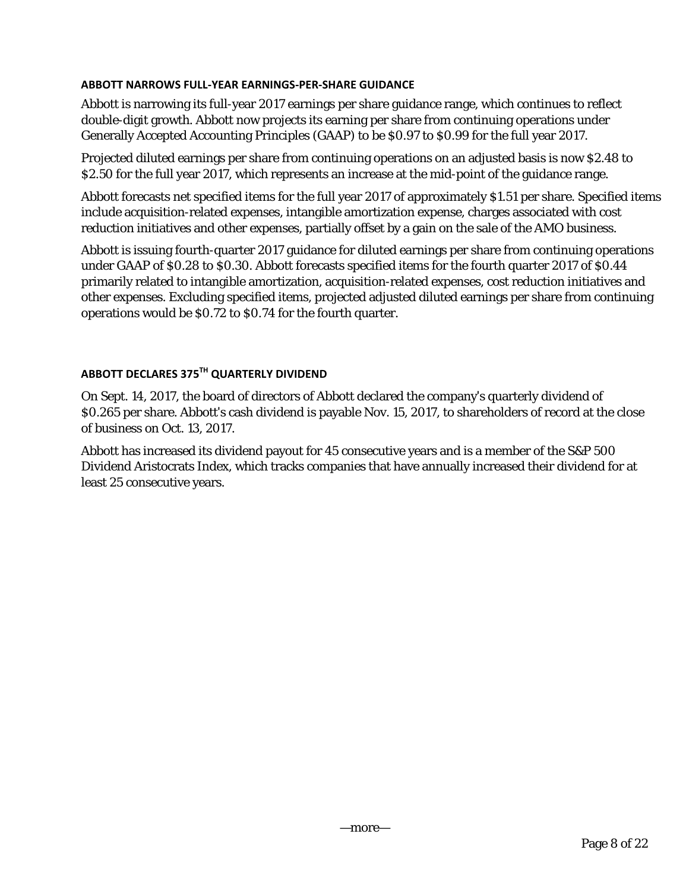**ABBOTT NARROWS FULL-YEAR EARNINGS-PER-SHARE GUIDANCE**

Abbott is narrowing its full-year 2017 earnings per share guidance range, which continues to reflect double-digit growth. Abbott now projects its earning per share from continuing operations under Generally Accepted Accounting Principles (GAAP) to be $0.97 to $0.99 for the full year 2017.

Projected diluted earnings per share from continuing operations on an adjusted basis is now $2.48 to $2.50 for the full year 2017, which represents an increase at the mid-point of the guidance range.

Abbott forecasts net specified items for the full year 2017 of approximately $1.51 per share. Specified items include acquisition-related expenses, intangible amortization expense, charges associated with cost reduction initiatives and other expenses, partially offset by a gain on the sale of the AMO business.

Abbott is issuing fourth-quarter 2017 guidance for diluted earnings per share from continuing operations under GAAP of $0.28 to $0.30. Abbott forecasts specified items for the fourth quarter 2017 of $0.44 primarily related to intangible amortization, acquisition-related expenses, cost reduction initiatives and other expenses. Excluding specified items, projected adjusted diluted earnings per share from continuing operations would be $0.72 to $0.74 for the fourth quarter.

**ABBOTT DECLARES 375TH QUARTERLY DIVIDEND**

On Sept. 14, 2017, the board of directors of Abbott declared the company's quarterly dividend of $0.265 per share. Abbott's cash dividend is payable Nov. 15, 2017, to shareholders of record at the close of business on Oct. 13, 2017.

Abbott has increased its dividend payout for 45 consecutive years and is a member of the S&P 500 Dividend Aristocrats Index, which tracks companies that have annually increased their dividend for at least 25 consecutive years.

—more—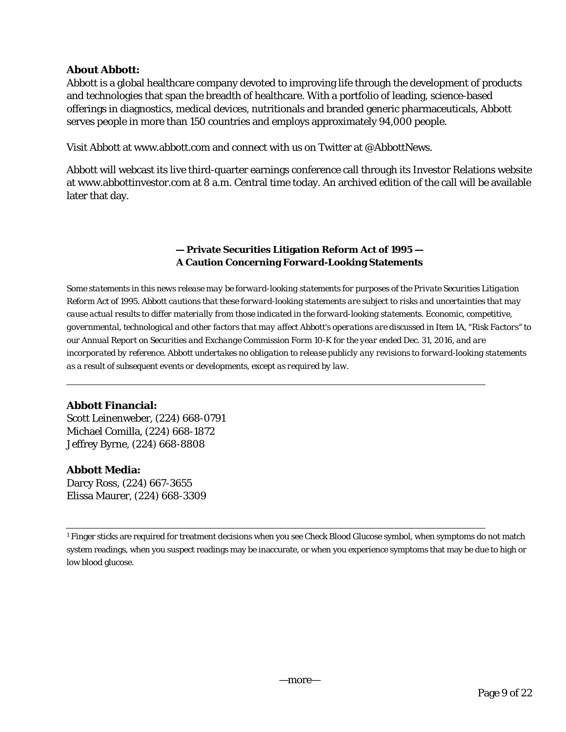**About Abbott:**

Abbott is a global healthcare company devoted to improving life through the development of products and technologies that span the breadth of healthcare. With a portfolio of leading, science-based offerings in diagnostics, medical devices, nutritionals and branded generic pharmaceuticals, Abbott serves people in more than 150 countries and employs approximately 94,000 people.

Visit Abbott at www.abbott.com and connect with us on Twitter at @AbbottNews.

Abbott will webcast its live third-quarter earnings conference call through its Investor Relations website at www.abbottinvestor.com at 8 a.m. Central time today. An archived edition of the call will be available later that day.

**— Private Securities Litigation Reform Act of 1995 —**
**A Caution Concerning Forward-Looking Statements**

*Some statements in this news release may be forward-looking statements for purposes of the Private Securities Litigation Reform Act of 1995. Abbott cautions that these forward-looking statements are subject to risks and uncertainties that may cause actual results to differ materially from those indicated in the forward-looking statements. Economic, competitive, governmental, technological and other factors that may affect Abbott's operations are discussed in Item 1A, "Risk Factors" to our Annual Report on Securities and Exchange Commission Form 10-K for the year ended Dec. 31, 2016, and are incorporated by reference. Abbott undertakes no obligation to release publicly any revisions to forward-looking statements as a result of subsequent events or developments, except as required by law.*

---

**Abbott Financial:**
Scott Leinenweber, (224) 668-0791
Michael Comilla, (224) 668-1872
Jeffrey Byrne, (224) 668-8808

**Abbott Media:**
Darcy Ross, (224) 667-3655
Elissa Maurer, (224) 668-3309

---

[1] Finger sticks are required for treatment decisions when you see Check Blood Glucose symbol, when symptoms do not match system readings, when you suspect readings may be inaccurate, or when you experience symptoms that may be due to high or low blood glucose.

—more—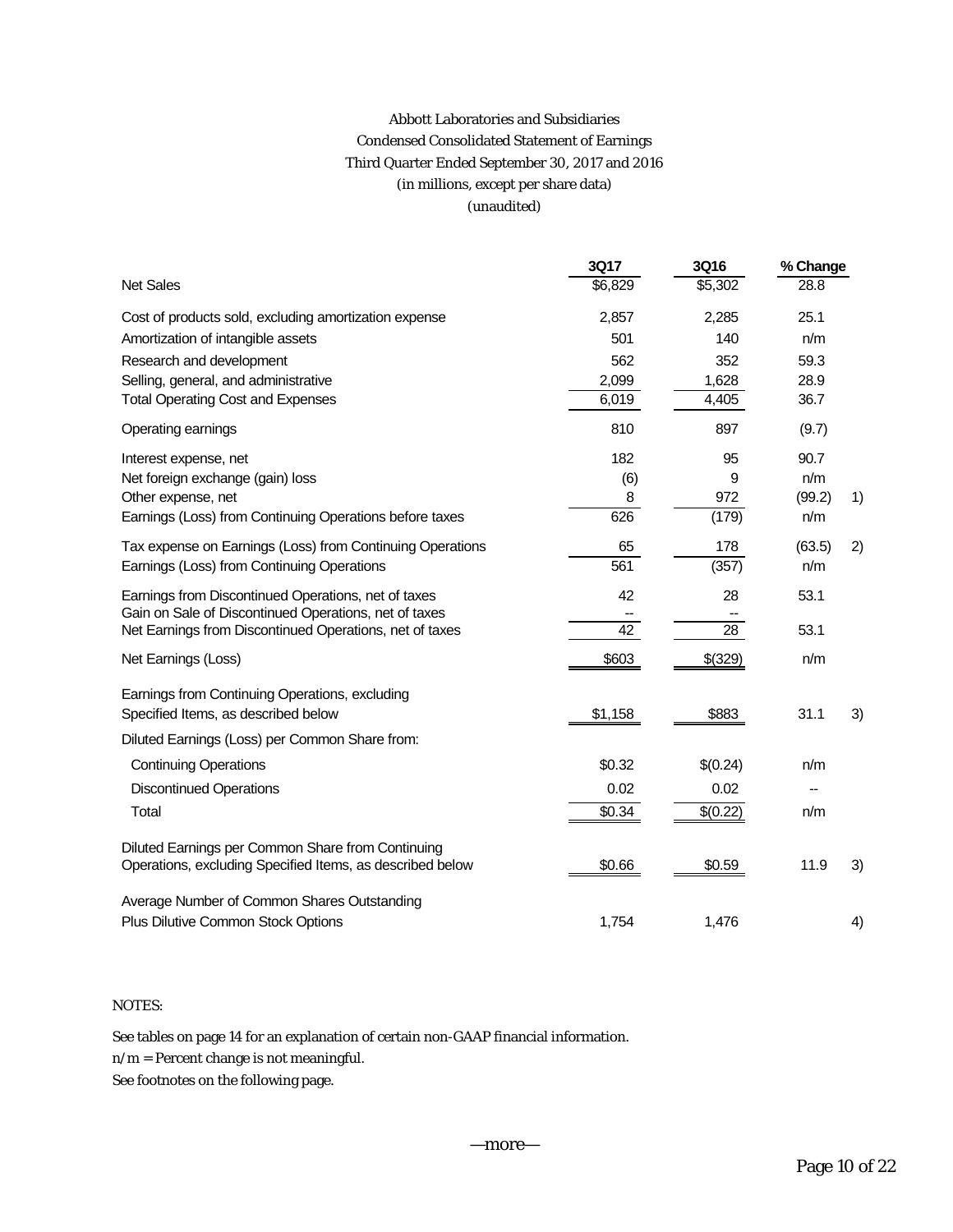Abbott Laboratories and Subsidiaries
Condensed Consolidated Statement of Earnings
Third Quarter Ended September 30, 2017 and 2016
(in millions, except per share data)
(unaudited)

| | 3Q17 | 3Q16 | % Change | |
|---|---|---|---|---|
| Net Sales | $6,829 | $5,302 | 28.8 | |
| Cost of products sold, excluding amortization expense | 2,857 | 2,285 | 25.1 | |
| Amortization of intangible assets | 501 | 140 | n/m | |
| Research and development | 562 | 352 | 59.3 | |
| Selling, general, and administrative | 2,099 | 1,628 | 28.9 | |
| Total Operating Cost and Expenses | 6,019 | 4,405 | 36.7 | |
| Operating earnings | 810 | 897 | (9.7) | |
| Interest expense, net | 182 | 95 | 90.7 | |
| Net foreign exchange (gain) loss | (6) | 9 | n/m | |
| Other expense, net | 8 | 972 | (99.2) | 1) |
| Earnings (Loss) from Continuing Operations before taxes | 626 | (179) | n/m | |
| Tax expense on Earnings (Loss) from Continuing Operations | 65 | 178 | (63.5) | 2) |
| Earnings (Loss) from Continuing Operations | 561 | (357) | n/m | |
| Earnings from Discontinued Operations, net of taxes | 42 | 28 | 53.1 | |
| Gain on Sale of Discontinued Operations, net of taxes | -- | -- | | |
| Net Earnings from Discontinued Operations, net of taxes | 42 | 28 | 53.1 | |
| Net Earnings (Loss) | $603 | $(329) | n/m | |
| Earnings from Continuing Operations, excluding Specified Items, as described below | $1,158 | $883 | 31.1 | 3) |
| Diluted Earnings (Loss) per Common Share from: | | | | |
| Continuing Operations | $0.32 | $(0.24) | n/m | |
| Discontinued Operations | 0.02 | 0.02 | -- | |
| Total | $0.34 | $(0.22) | n/m | |
| Diluted Earnings per Common Share from Continuing Operations, excluding Specified Items, as described below | $0.66 | $0.59 | 11.9 | 3) |
| Average Number of Common Shares Outstanding Plus Dilutive Common Stock Options | 1,754 | 1,476 | | 4) |

NOTES:

See tables on page 14 for an explanation of certain non-GAAP financial information.

n/m = Percent change is not meaningful.

See footnotes on the following page.

—more—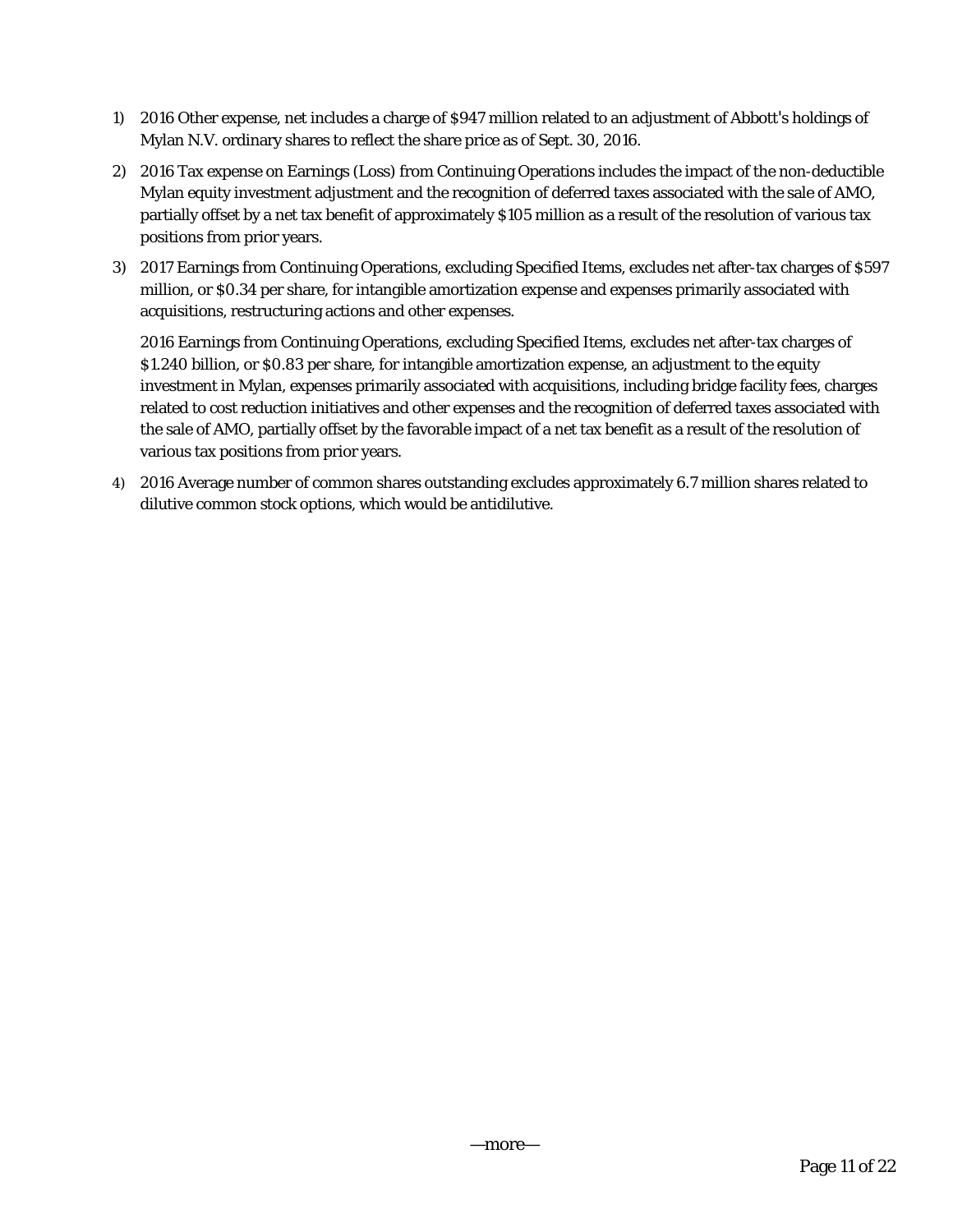1) 2016 Other expense, net includes a charge of $947 million related to an adjustment of Abbott's holdings of Mylan N.V. ordinary shares to reflect the share price as of Sept. 30, 2016.

2) 2016 Tax expense on Earnings (Loss) from Continuing Operations includes the impact of the non-deductible Mylan equity investment adjustment and the recognition of deferred taxes associated with the sale of AMO, partially offset by a net tax benefit of approximately $105 million as a result of the resolution of various tax positions from prior years.

3) 2017 Earnings from Continuing Operations, excluding Specified Items, excludes net after-tax charges of $597 million, or $0.34 per share, for intangible amortization expense and expenses primarily associated with acquisitions, restructuring actions and other expenses.

   2016 Earnings from Continuing Operations, excluding Specified Items, excludes net after-tax charges of $1.240 billion, or $0.83 per share, for intangible amortization expense, an adjustment to the equity investment in Mylan, expenses primarily associated with acquisitions, including bridge facility fees, charges related to cost reduction initiatives and other expenses and the recognition of deferred taxes associated with the sale of AMO, partially offset by the favorable impact of a net tax benefit as a result of the resolution of various tax positions from prior years.

4) 2016 Average number of common shares outstanding excludes approximately 6.7 million shares related to dilutive common stock options, which would be antidilutive.

—more—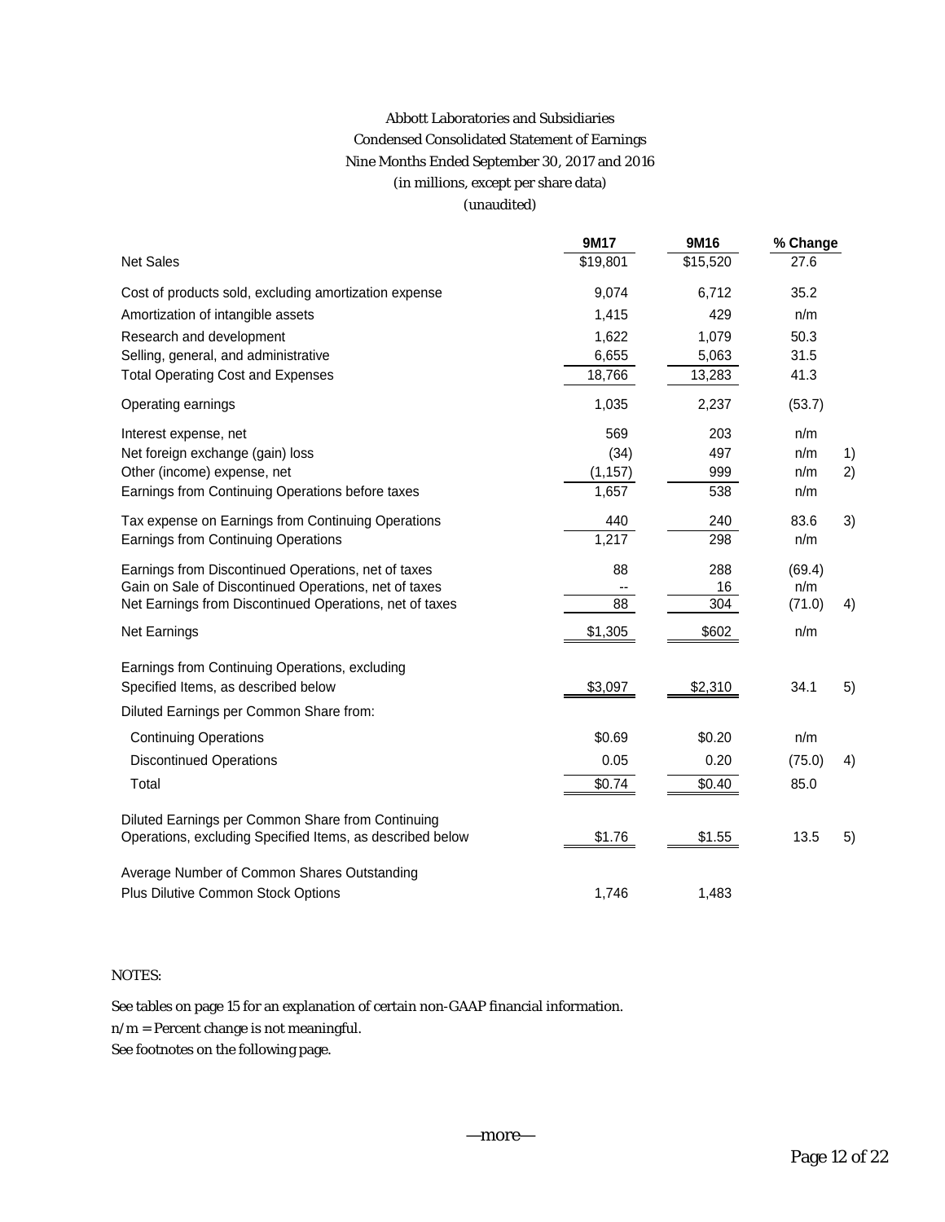Abbott Laboratories and Subsidiaries
Condensed Consolidated Statement of Earnings
Nine Months Ended September 30, 2017 and 2016
(in millions, except per share data)
(unaudited)

| | 9M17 | 9M16 | % Change | |
|---|---|---|---|---|
| Net Sales | $19,801 | $15,520 | 27.6 | |
| Cost of products sold, excluding amortization expense | 9,074 | 6,712 | 35.2 | |
| Amortization of intangible assets | 1,415 | 429 | n/m | |
| Research and development | 1,622 | 1,079 | 50.3 | |
| Selling, general, and administrative | 6,655 | 5,063 | 31.5 | |
| Total Operating Cost and Expenses | 18,766 | 13,283 | 41.3 | |
| Operating earnings | 1,035 | 2,237 | (53.7) | |
| Interest expense, net | 569 | 203 | n/m | |
| Net foreign exchange (gain) loss | (34) | 497 | n/m | 1) |
| Other (income) expense, net | (1,157) | 999 | n/m | 2) |
| Earnings from Continuing Operations before taxes | 1,657 | 538 | n/m | |
| Tax expense on Earnings from Continuing Operations | 440 | 240 | 83.6 | 3) |
| Earnings from Continuing Operations | 1,217 | 298 | n/m | |
| Earnings from Discontinued Operations, net of taxes | 88 | 288 | (69.4) | |
| Gain on Sale of Discontinued Operations, net of taxes | -- | 16 | n/m | |
| Net Earnings from Discontinued Operations, net of taxes | 88 | 304 | (71.0) | 4) |
| Net Earnings | $1,305 | $602 | n/m | |
| Earnings from Continuing Operations, excluding Specified Items, as described below | $3,097 | $2,310 | 34.1 | 5) |
| Diluted Earnings per Common Share from: | | | | |
| Continuing Operations | $0.69 | $0.20 | n/m | |
| Discontinued Operations | 0.05 | 0.20 | (75.0) | 4) |
| Total | $0.74 | $0.40 | 85.0 | |
| Diluted Earnings per Common Share from Continuing Operations, excluding Specified Items, as described below | $1.76 | $1.55 | 13.5 | 5) |
| Average Number of Common Shares Outstanding Plus Dilutive Common Stock Options | 1,746 | 1,483 | | |

NOTES:

See tables on page 15 for an explanation of certain non-GAAP financial information.
n/m = Percent change is not meaningful.
See footnotes on the following page.

—more—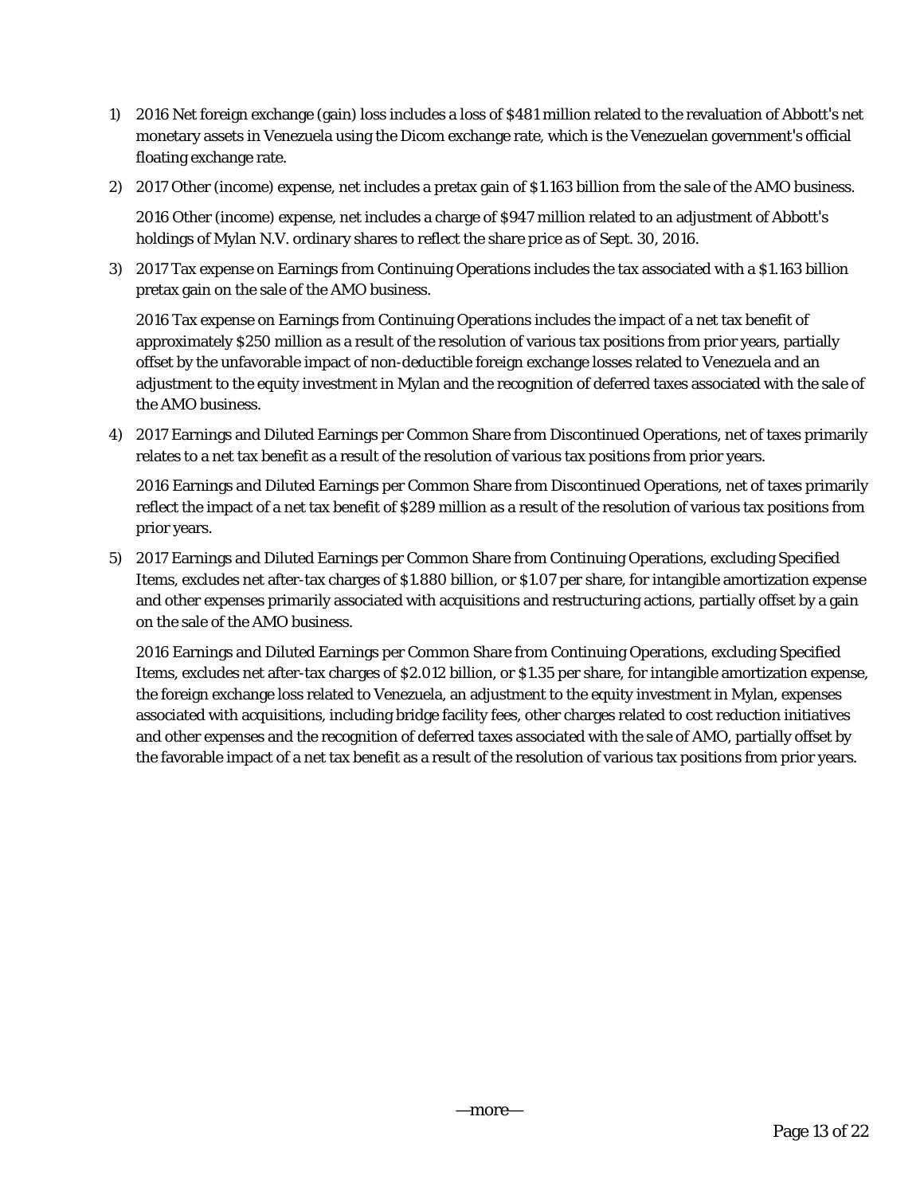1) 2016 Net foreign exchange (gain) loss includes a loss of $481 million related to the revaluation of Abbott's net monetary assets in Venezuela using the Dicom exchange rate, which is the Venezuelan government's official floating exchange rate.

2) 2017 Other (income) expense, net includes a pretax gain of $1.163 billion from the sale of the AMO business.

   2016 Other (income) expense, net includes a charge of $947 million related to an adjustment of Abbott's holdings of Mylan N.V. ordinary shares to reflect the share price as of Sept. 30, 2016.

3) 2017 Tax expense on Earnings from Continuing Operations includes the tax associated with a $1.163 billion pretax gain on the sale of the AMO business.

   2016 Tax expense on Earnings from Continuing Operations includes the impact of a net tax benefit of approximately $250 million as a result of the resolution of various tax positions from prior years, partially offset by the unfavorable impact of non-deductible foreign exchange losses related to Venezuela and an adjustment to the equity investment in Mylan and the recognition of deferred taxes associated with the sale of the AMO business.

4) 2017 Earnings and Diluted Earnings per Common Share from Discontinued Operations, net of taxes primarily relates to a net tax benefit as a result of the resolution of various tax positions from prior years.

   2016 Earnings and Diluted Earnings per Common Share from Discontinued Operations, net of taxes primarily reflect the impact of a net tax benefit of $289 million as a result of the resolution of various tax positions from prior years.

5) 2017 Earnings and Diluted Earnings per Common Share from Continuing Operations, excluding Specified Items, excludes net after-tax charges of $1.880 billion, or $1.07 per share, for intangible amortization expense and other expenses primarily associated with acquisitions and restructuring actions, partially offset by a gain on the sale of the AMO business.

   2016 Earnings and Diluted Earnings per Common Share from Continuing Operations, excluding Specified Items, excludes net after-tax charges of $2.012 billion, or $1.35 per share, for intangible amortization expense, the foreign exchange loss related to Venezuela, an adjustment to the equity investment in Mylan, expenses associated with acquisitions, including bridge facility fees, other charges related to cost reduction initiatives and other expenses and the recognition of deferred taxes associated with the sale of AMO, partially offset by the favorable impact of a net tax benefit as a result of the resolution of various tax positions from prior years.

—more—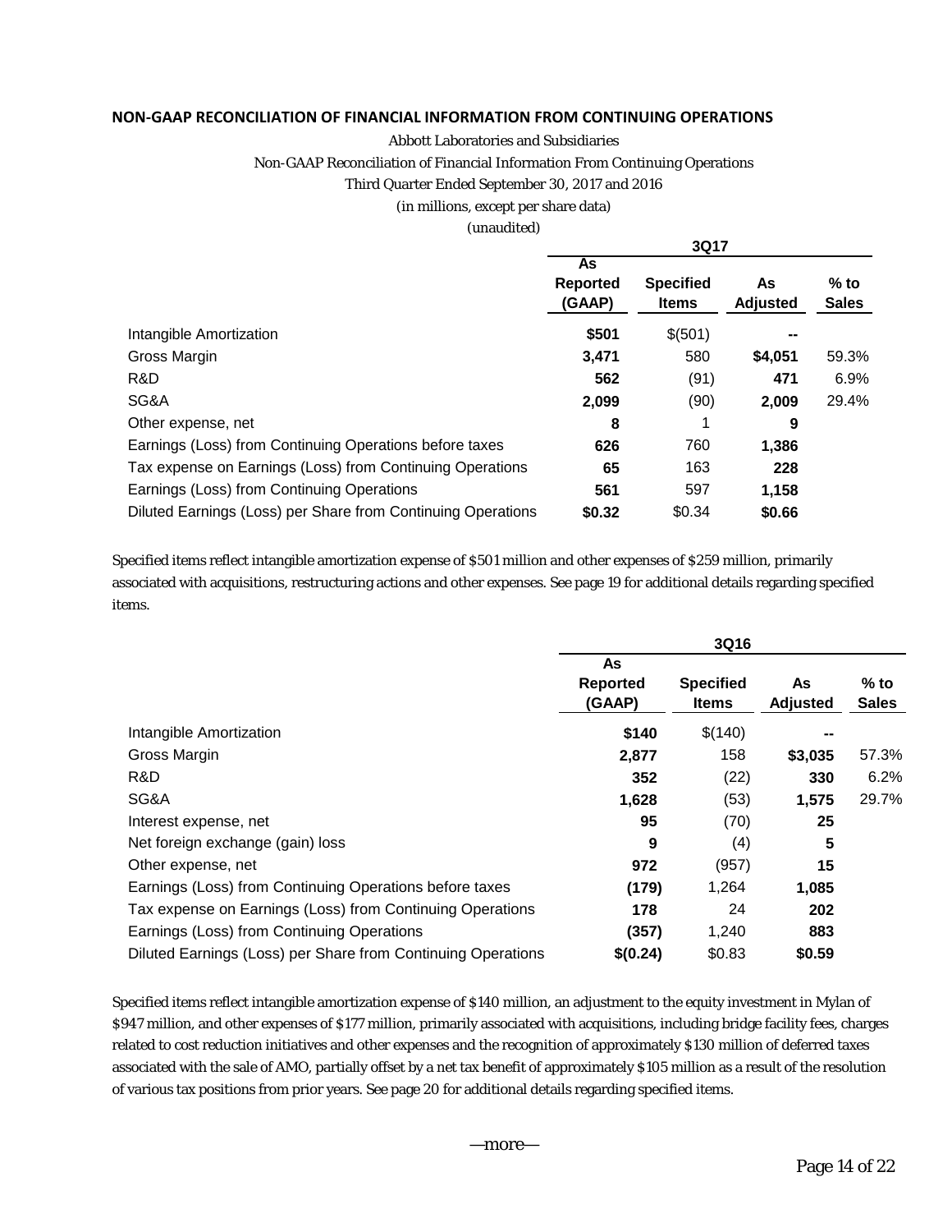## NON-GAAP RECONCILIATION OF FINANCIAL INFORMATION FROM CONTINUING OPERATIONS

Abbott Laboratories and Subsidiaries

Non-GAAP Reconciliation of Financial Information From Continuing Operations

Third Quarter Ended September 30, 2017 and 2016

(in millions, except per share data)

(unaudited)

| | 3Q17 | | | |
|---|---|---|---|---|
| | **As Reported (GAAP)** | **Specified Items** | **As Adjusted** | **% to Sales** |
| Intangible Amortization | **$501** | $(501) | **--** | |
| Gross Margin | **3,471** | 580 | **$4,051** | 59.3% |
| R&D | **562** | (91) | **471** | 6.9% |
| SG&A | **2,099** | (90) | **2,009** | 29.4% |
| Other expense, net | **8** | 1 | **9** | |
| Earnings (Loss) from Continuing Operations before taxes | **626** | 760 | **1,386** | |
| Tax expense on Earnings (Loss) from Continuing Operations | **65** | 163 | **228** | |
| Earnings (Loss) from Continuing Operations | **561** | 597 | **1,158** | |
| Diluted Earnings (Loss) per Share from Continuing Operations | **$0.32** | $0.34 | **$0.66** | |

Specified items reflect intangible amortization expense of $501 million and other expenses of $259 million, primarily associated with acquisitions, restructuring actions and other expenses. See page 19 for additional details regarding specified items.

| | 3Q16 | | | |
|---|---|---|---|---|
| | **As Reported (GAAP)** | **Specified Items** | **As Adjusted** | **% to Sales** |
| Intangible Amortization | **$140** | $(140) | **--** | |
| Gross Margin | **2,877** | 158 | **$3,035** | 57.3% |
| R&D | **352** | (22) | **330** | 6.2% |
| SG&A | **1,628** | (53) | **1,575** | 29.7% |
| Interest expense, net | **95** | (70) | **25** | |
| Net foreign exchange (gain) loss | **9** | (4) | **5** | |
| Other expense, net | **972** | (957) | **15** | |
| Earnings (Loss) from Continuing Operations before taxes | **(179)** | 1,264 | **1,085** | |
| Tax expense on Earnings (Loss) from Continuing Operations | **178** | 24 | **202** | |
| Earnings (Loss) from Continuing Operations | **(357)** | 1,240 | **883** | |
| Diluted Earnings (Loss) per Share from Continuing Operations | **$(0.24)** | $0.83 | **$0.59** | |

Specified items reflect intangible amortization expense of $140 million, an adjustment to the equity investment in Mylan of $947 million, and other expenses of $177 million, primarily associated with acquisitions, including bridge facility fees, charges related to cost reduction initiatives and other expenses and the recognition of approximately $130 million of deferred taxes associated with the sale of AMO, partially offset by a net tax benefit of approximately $105 million as a result of the resolution of various tax positions from prior years. See page 20 for additional details regarding specified items.

—more—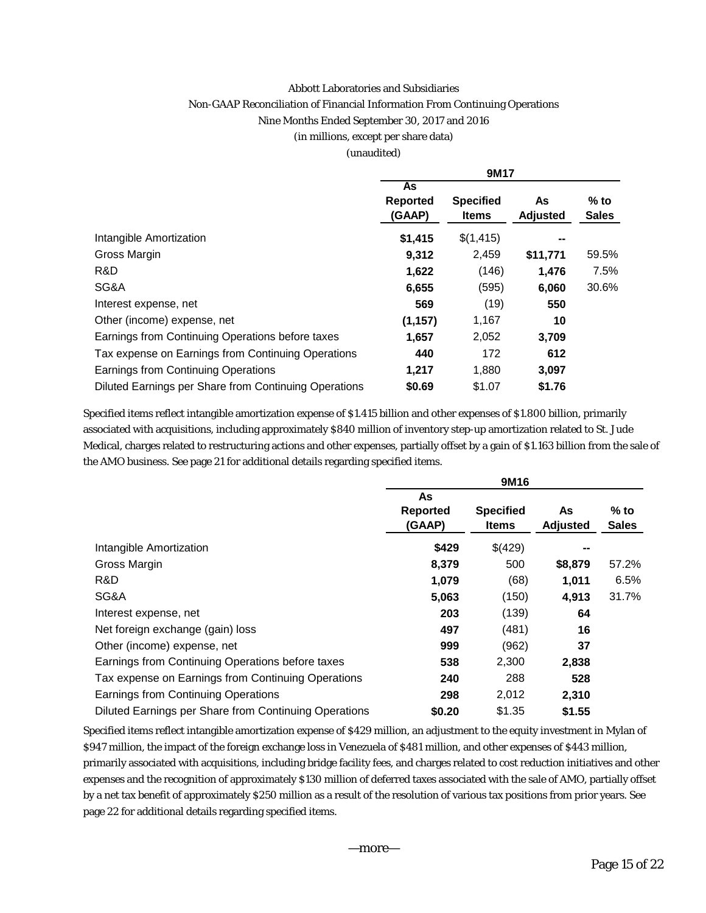Abbott Laboratories and Subsidiaries

Non-GAAP Reconciliation of Financial Information From Continuing Operations

Nine Months Ended September 30, 2017 and 2016

(in millions, except per share data)

(unaudited)

| | 9M17 | | | |
|---|---|---|---|---|
| | **As Reported (GAAP)** | **Specified Items** | **As Adjusted** | **% to Sales** |
| Intangible Amortization | **$1,415** | $(1,415) | **--** | |
| Gross Margin | **9,312** | 2,459 | **$11,771** | 59.5% |
| R&D | **1,622** | (146) | **1,476** | 7.5% |
| SG&A | **6,655** | (595) | **6,060** | 30.6% |
| Interest expense, net | **569** | (19) | **550** | |
| Other (income) expense, net | **(1,157)** | 1,167 | **10** | |
| Earnings from Continuing Operations before taxes | **1,657** | 2,052 | **3,709** | |
| Tax expense on Earnings from Continuing Operations | **440** | 172 | **612** | |
| Earnings from Continuing Operations | **1,217** | 1,880 | **3,097** | |
| Diluted Earnings per Share from Continuing Operations | **$0.69** | $1.07 | **$1.76** | |

Specified items reflect intangible amortization expense of $1.415 billion and other expenses of $1.800 billion, primarily associated with acquisitions, including approximately $840 million of inventory step-up amortization related to St. Jude Medical, charges related to restructuring actions and other expenses, partially offset by a gain of $1.163 billion from the sale of the AMO business. See page 21 for additional details regarding specified items.

| | 9M16 | | | |
|---|---|---|---|---|
| | **As Reported (GAAP)** | **Specified Items** | **As Adjusted** | **% to Sales** |
| Intangible Amortization | **$429** | $(429) | **--** | |
| Gross Margin | **8,379** | 500 | **$8,879** | 57.2% |
| R&D | **1,079** | (68) | **1,011** | 6.5% |
| SG&A | **5,063** | (150) | **4,913** | 31.7% |
| Interest expense, net | **203** | (139) | **64** | |
| Net foreign exchange (gain) loss | **497** | (481) | **16** | |
| Other (income) expense, net | **999** | (962) | **37** | |
| Earnings from Continuing Operations before taxes | **538** | 2,300 | **2,838** | |
| Tax expense on Earnings from Continuing Operations | **240** | 288 | **528** | |
| Earnings from Continuing Operations | **298** | 2,012 | **2,310** | |
| Diluted Earnings per Share from Continuing Operations | **$0.20** | $1.35 | **$1.55** | |

Specified items reflect intangible amortization expense of $429 million, an adjustment to the equity investment in Mylan of $947 million, the impact of the foreign exchange loss in Venezuela of $481 million, and other expenses of $443 million, primarily associated with acquisitions, including bridge facility fees, and charges related to cost reduction initiatives and other expenses and the recognition of approximately $130 million of deferred taxes associated with the sale of AMO, partially offset by a net tax benefit of approximately $250 million as a result of the resolution of various tax positions from prior years. See page 22 for additional details regarding specified items.

—more—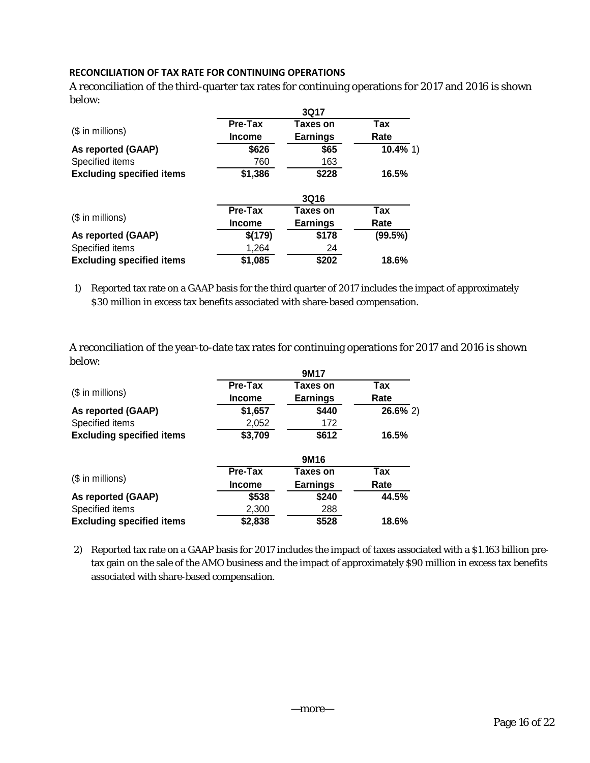#### RECONCILIATION OF TAX RATE FOR CONTINUING OPERATIONS

A reconciliation of the third-quarter tax rates for continuing operations for 2017 and 2016 is shown below:

| | 3Q17 | | |
|---|---|---|---|
| ($ in millions) | Pre-Tax Income | Taxes on Earnings | Tax Rate |
| **As reported (GAAP)** | **$626** | **$65** | **10.4%** 1) |
| Specified items | 760 | 163 | |
| **Excluding specified items** | **$1,386** | **$228** | **16.5%** |

| | 3Q16 | | |
|---|---|---|---|
| ($ in millions) | Pre-Tax Income | Taxes on Earnings | Tax Rate |
| **As reported (GAAP)** | **$(179)** | **$178** | **(99.5%)** |
| Specified items | 1,264 | 24 | |
| **Excluding specified items** | **$1,085** | **$202** | **18.6%** |

1) Reported tax rate on a GAAP basis for the third quarter of 2017 includes the impact of approximately $30 million in excess tax benefits associated with share-based compensation.

A reconciliation of the year-to-date tax rates for continuing operations for 2017 and 2016 is shown below:

| | 9M17 | | |
|---|---|---|---|
| ($ in millions) | Pre-Tax Income | Taxes on Earnings | Tax Rate |
| **As reported (GAAP)** | **$1,657** | **$440** | **26.6%** 2) |
| Specified items | 2,052 | 172 | |
| **Excluding specified items** | **$3,709** | **$612** | **16.5%** |

| | 9M16 | | |
|---|---|---|---|
| ($ in millions) | Pre-Tax Income | Taxes on Earnings | Tax Rate |
| **As reported (GAAP)** | **$538** | **$240** | **44.5%** |
| Specified items | 2,300 | 288 | |
| **Excluding specified items** | **$2,838** | **$528** | **18.6%** |

2) Reported tax rate on a GAAP basis for 2017 includes the impact of taxes associated with a $1.163 billion pre-tax gain on the sale of the AMO business and the impact of approximately $90 million in excess tax benefits associated with share-based compensation.

—more—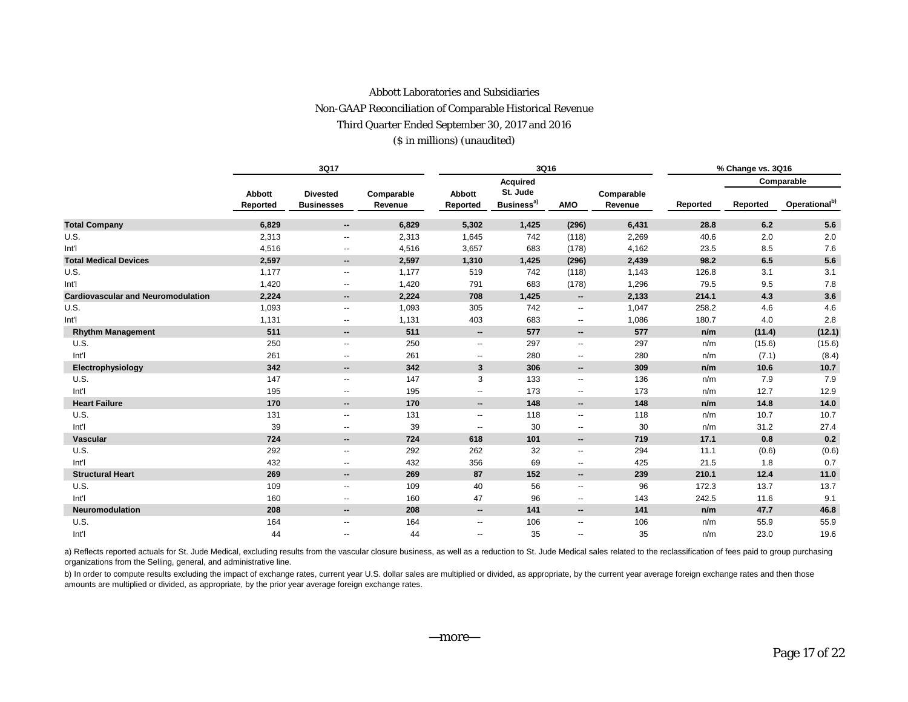Abbott Laboratories and Subsidiaries

Non-GAAP Reconciliation of Comparable Historical Revenue

Third Quarter Ended September 30, 2017 and 2016

($ in millions) (unaudited)

| | 3Q17 | | | 3Q16 | | | | % Change vs. 3Q16 | | |
|---|---|---|---|---|---|---|---|---|---|---|
| | | | | | | | | | Comparable | |
| | Abbott Reported | Divested Businesses | Comparable Revenue | Abbott Reported | Acquired St. Jude Business[a)] | AMO | Comparable Revenue | Reported | Reported | Operational[b)] |
| **Total Company** | **6,829** | **--** | **6,829** | **5,302** | **1,425** | **(296)** | **6,431** | **28.8** | **6.2** | **5.6** |
| U.S. | 2,313 | -- | 2,313 | 1,645 | 742 | (118) | 2,269 | 40.6 | 2.0 | 2.0 |
| Int'l | 4,516 | -- | 4,516 | 3,657 | 683 | (178) | 4,162 | 23.5 | 8.5 | 7.6 |
| **Total Medical Devices** | **2,597** | **--** | **2,597** | **1,310** | **1,425** | **(296)** | **2,439** | **98.2** | **6.5** | **5.6** |
| U.S. | 1,177 | -- | 1,177 | 519 | 742 | (118) | 1,143 | 126.8 | 3.1 | 3.1 |
| Int'l | 1,420 | -- | 1,420 | 791 | 683 | (178) | 1,296 | 79.5 | 9.5 | 7.8 |
| **Cardiovascular and Neuromodulation** | **2,224** | **--** | **2,224** | **708** | **1,425** | **--** | **2,133** | **214.1** | **4.3** | **3.6** |
| U.S. | 1,093 | -- | 1,093 | 305 | 742 | -- | 1,047 | 258.2 | 4.6 | 4.6 |
| Int'l | 1,131 | -- | 1,131 | 403 | 683 | -- | 1,086 | 180.7 | 4.0 | 2.8 |
| **Rhythm Management** | **511** | **--** | **511** | **--** | **577** | **--** | **577** | **n/m** | **(11.4)** | **(12.1)** |
| U.S. | 250 | -- | 250 | -- | 297 | -- | 297 | n/m | (15.6) | (15.6) |
| Int'l | 261 | -- | 261 | -- | 280 | -- | 280 | n/m | (7.1) | (8.4) |
| **Electrophysiology** | **342** | **--** | **342** | **3** | **306** | **--** | **309** | **n/m** | **10.6** | **10.7** |
| U.S. | 147 | -- | 147 | 3 | 133 | -- | 136 | n/m | 7.9 | 7.9 |
| Int'l | 195 | -- | 195 | -- | 173 | -- | 173 | n/m | 12.7 | 12.9 |
| **Heart Failure** | **170** | **--** | **170** | **--** | **148** | **--** | **148** | **n/m** | **14.8** | **14.0** |
| U.S. | 131 | -- | 131 | -- | 118 | -- | 118 | n/m | 10.7 | 10.7 |
| Int'l | 39 | -- | 39 | -- | 30 | -- | 30 | n/m | 31.2 | 27.4 |
| **Vascular** | **724** | **--** | **724** | **618** | **101** | **--** | **719** | **17.1** | **0.8** | **0.2** |
| U.S. | 292 | -- | 292 | 262 | 32 | -- | 294 | 11.1 | (0.6) | (0.6) |
| Int'l | 432 | -- | 432 | 356 | 69 | -- | 425 | 21.5 | 1.8 | 0.7 |
| **Structural Heart** | **269** | **--** | **269** | **87** | **152** | **--** | **239** | **210.1** | **12.4** | **11.0** |
| U.S. | 109 | -- | 109 | 40 | 56 | -- | 96 | 172.3 | 13.7 | 13.7 |
| Int'l | 160 | -- | 160 | 47 | 96 | -- | 143 | 242.5 | 11.6 | 9.1 |
| **Neuromodulation** | **208** | **--** | **208** | **--** | **141** | **--** | **141** | **n/m** | **47.7** | **46.8** |
| U.S. | 164 | -- | 164 | -- | 106 | -- | 106 | n/m | 55.9 | 55.9 |
| Int'l | 44 | -- | 44 | -- | 35 | -- | 35 | n/m | 23.0 | 19.6 |

a) Reflects reported actuals for St. Jude Medical, excluding results from the vascular closure business, as well as a reduction to St. Jude Medical sales related to the reclassification of fees paid to group purchasing organizations from the Selling, general, and administrative line.

b) In order to compute results excluding the impact of exchange rates, current year U.S. dollar sales are multiplied or divided, as appropriate, by the current year average foreign exchange rates and then those amounts are multiplied or divided, as appropriate, by the prior year average foreign exchange rates.

—more—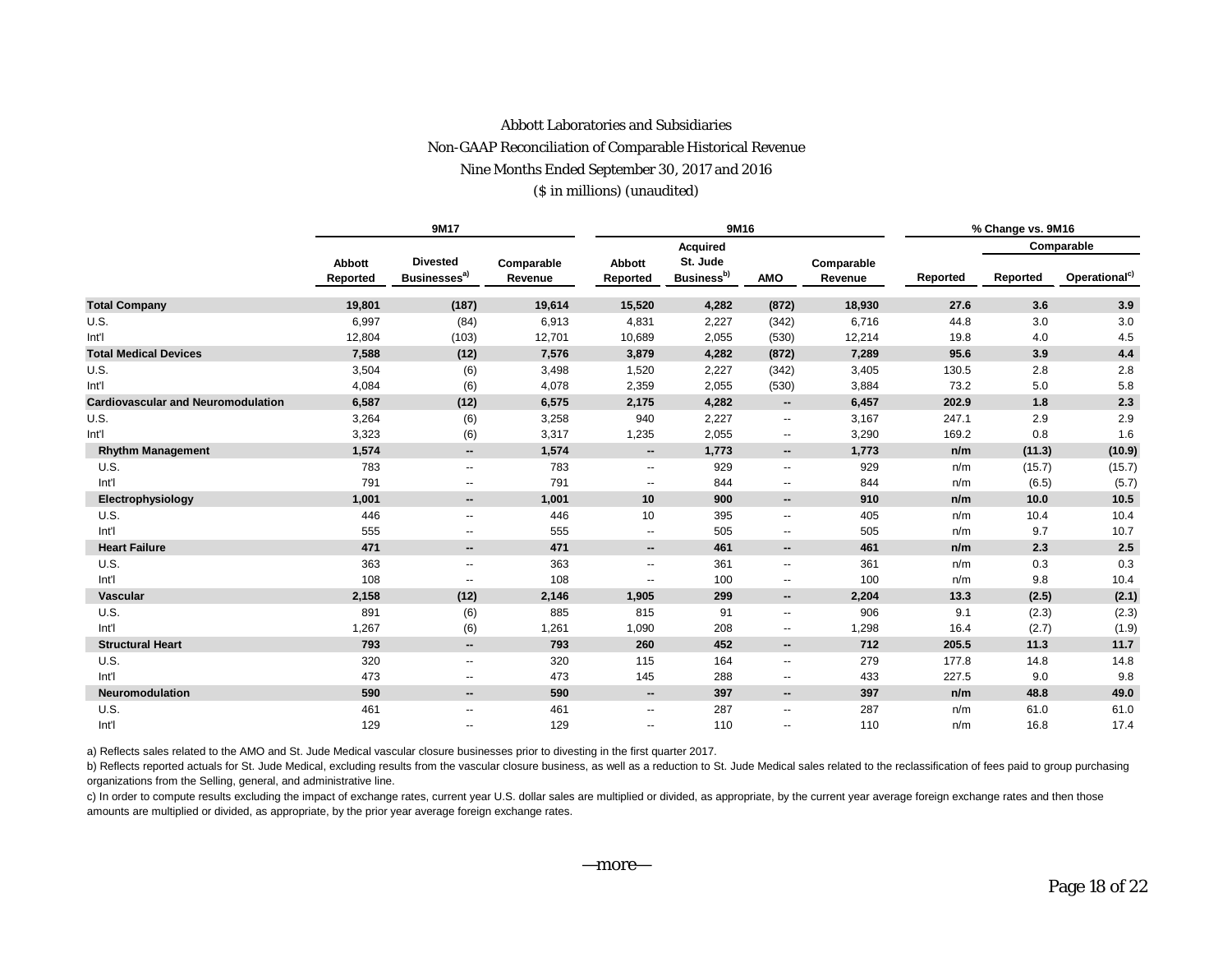# Abbott Laboratories and Subsidiaries

## Non-GAAP Reconciliation of Comparable Historical Revenue

### Nine Months Ended September 30, 2017 and 2016

($ in millions) (unaudited)

| | 9M17 | | | 9M16 | | | | % Change vs. 9M16 | | |
|---|---|---|---|---|---|---|---|---|---|---|
| | | | | | | | | | Comparable | |
| | Abbott Reported | Divested Businesses[a)] | Comparable Revenue | Abbott Reported | Acquired St. Jude Business[b)] | AMO | Comparable Revenue | Reported | Reported | Operational[c)] |
| **Total Company** | **19,801** | **(187)** | **19,614** | **15,520** | **4,282** | **(872)** | **18,930** | **27.6** | **3.6** | **3.9** |
| U.S. | 6,997 | (84) | 6,913 | 4,831 | 2,227 | (342) | 6,716 | 44.8 | 3.0 | 3.0 |
| Int'l | 12,804 | (103) | 12,701 | 10,689 | 2,055 | (530) | 12,214 | 19.8 | 4.0 | 4.5 |
| **Total Medical Devices** | **7,588** | **(12)** | **7,576** | **3,879** | **4,282** | **(872)** | **7,289** | **95.6** | **3.9** | **4.4** |
| U.S. | 3,504 | (6) | 3,498 | 1,520 | 2,227 | (342) | 3,405 | 130.5 | 2.8 | 2.8 |
| Int'l | 4,084 | (6) | 4,078 | 2,359 | 2,055 | (530) | 3,884 | 73.2 | 5.0 | 5.8 |
| **Cardiovascular and Neuromodulation** | **6,587** | **(12)** | **6,575** | **2,175** | **4,282** | **--** | **6,457** | **202.9** | **1.8** | **2.3** |
| U.S. | 3,264 | (6) | 3,258 | 940 | 2,227 | -- | 3,167 | 247.1 | 2.9 | 2.9 |
| Int'l | 3,323 | (6) | 3,317 | 1,235 | 2,055 | -- | 3,290 | 169.2 | 0.8 | 1.6 |
| **Rhythm Management** | **1,574** | **--** | **1,574** | **--** | **1,773** | **--** | **1,773** | **n/m** | **(11.3)** | **(10.9)** |
| U.S. | 783 | -- | 783 | -- | 929 | -- | 929 | n/m | (15.7) | (15.7) |
| Int'l | 791 | -- | 791 | -- | 844 | -- | 844 | n/m | (6.5) | (5.7) |
| **Electrophysiology** | **1,001** | **--** | **1,001** | **10** | **900** | **--** | **910** | **n/m** | **10.0** | **10.5** |
| U.S. | 446 | -- | 446 | 10 | 395 | -- | 405 | n/m | 10.4 | 10.4 |
| Int'l | 555 | -- | 555 | -- | 505 | -- | 505 | n/m | 9.7 | 10.7 |
| **Heart Failure** | **471** | **--** | **471** | **--** | **461** | **--** | **461** | **n/m** | **2.3** | **2.5** |
| U.S. | 363 | -- | 363 | -- | 361 | -- | 361 | n/m | 0.3 | 0.3 |
| Int'l | 108 | -- | 108 | -- | 100 | -- | 100 | n/m | 9.8 | 10.4 |
| **Vascular** | **2,158** | **(12)** | **2,146** | **1,905** | **299** | **--** | **2,204** | **13.3** | **(2.5)** | **(2.1)** |
| U.S. | 891 | (6) | 885 | 815 | 91 | -- | 906 | 9.1 | (2.3) | (2.3) |
| Int'l | 1,267 | (6) | 1,261 | 1,090 | 208 | -- | 1,298 | 16.4 | (2.7) | (1.9) |
| **Structural Heart** | **793** | **--** | **793** | **260** | **452** | **--** | **712** | **205.5** | **11.3** | **11.7** |
| U.S. | 320 | -- | 320 | 115 | 164 | -- | 279 | 177.8 | 14.8 | 14.8 |
| Int'l | 473 | -- | 473 | 145 | 288 | -- | 433 | 227.5 | 9.0 | 9.8 |
| **Neuromodulation** | **590** | **--** | **590** | **--** | **397** | **--** | **397** | **n/m** | **48.8** | **49.0** |
| U.S. | 461 | -- | 461 | -- | 287 | -- | 287 | n/m | 61.0 | 61.0 |
| Int'l | 129 | -- | 129 | -- | 110 | -- | 110 | n/m | 16.8 | 17.4 |

a) Reflects sales related to the AMO and St. Jude Medical vascular closure businesses prior to divesting in the first quarter 2017.

b) Reflects reported actuals for St. Jude Medical, excluding results from the vascular closure business, as well as a reduction to St. Jude Medical sales related to the reclassification of fees paid to group purchasing organizations from the Selling, general, and administrative line.

c) In order to compute results excluding the impact of exchange rates, current year U.S. dollar sales are multiplied or divided, as appropriate, by the current year average foreign exchange rates and then those amounts are multiplied or divided, as appropriate, by the prior year average foreign exchange rates.

—more—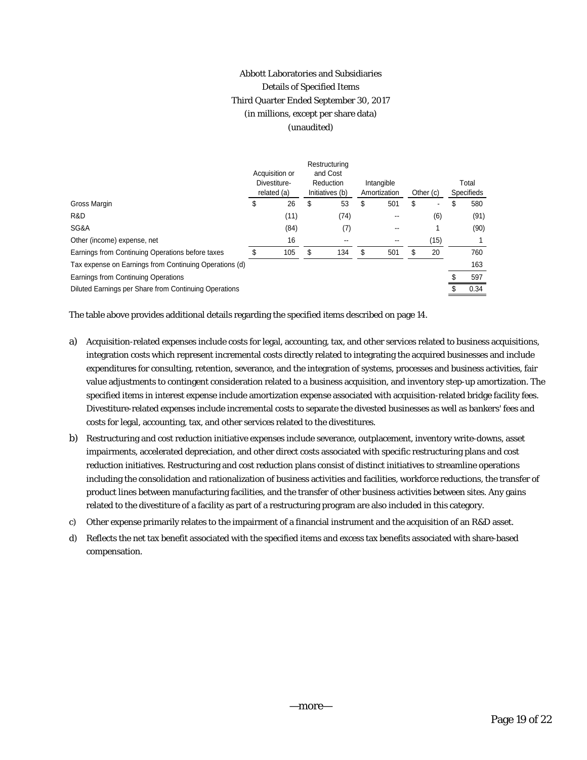Abbott Laboratories and Subsidiaries
Details of Specified Items
Third Quarter Ended September 30, 2017
(in millions, except per share data)
(unaudited)

| | Acquisition or Divestiture-related (a) | Restructuring and Cost Reduction Initiatives (b) | Intangible Amortization | Other (c) | Total Specifieds |
|---|---|---|---|---|---|
| Gross Margin | $ 26 | $ 53 | $ 501 | $ - | $ 580 |
| R&D | (11) | (74) | -- | (6) | (91) |
| SG&A | (84) | (7) | -- | 1 | (90) |
| Other (income) expense, net | 16 | -- | -- | (15) | 1 |
| Earnings from Continuing Operations before taxes | $ 105 | $ 134 | $ 501 | $ 20 | 760 |
| Tax expense on Earnings from Continuing Operations (d) | | | | | 163 |
| Earnings from Continuing Operations | | | | | $ 597 |
| Diluted Earnings per Share from Continuing Operations | | | | | $ 0.34 |

The table above provides additional details regarding the specified items described on page 14.

a) Acquisition-related expenses include costs for legal, accounting, tax, and other services related to business acquisitions, integration costs which represent incremental costs directly related to integrating the acquired businesses and include expenditures for consulting, retention, severance, and the integration of systems, processes and business activities, fair value adjustments to contingent consideration related to a business acquisition, and inventory step-up amortization. The specified items in interest expense include amortization expense associated with acquisition-related bridge facility fees. Divestiture-related expenses include incremental costs to separate the divested businesses as well as bankers' fees and costs for legal, accounting, tax, and other services related to the divestitures.

b) Restructuring and cost reduction initiative expenses include severance, outplacement, inventory write-downs, asset impairments, accelerated depreciation, and other direct costs associated with specific restructuring plans and cost reduction initiatives. Restructuring and cost reduction plans consist of distinct initiatives to streamline operations including the consolidation and rationalization of business activities and facilities, workforce reductions, the transfer of product lines between manufacturing facilities, and the transfer of other business activities between sites. Any gains related to the divestiture of a facility as part of a restructuring program are also included in this category.

c) Other expense primarily relates to the impairment of a financial instrument and the acquisition of an R&D asset.

d) Reflects the net tax benefit associated with the specified items and excess tax benefits associated with share-based compensation.

—more—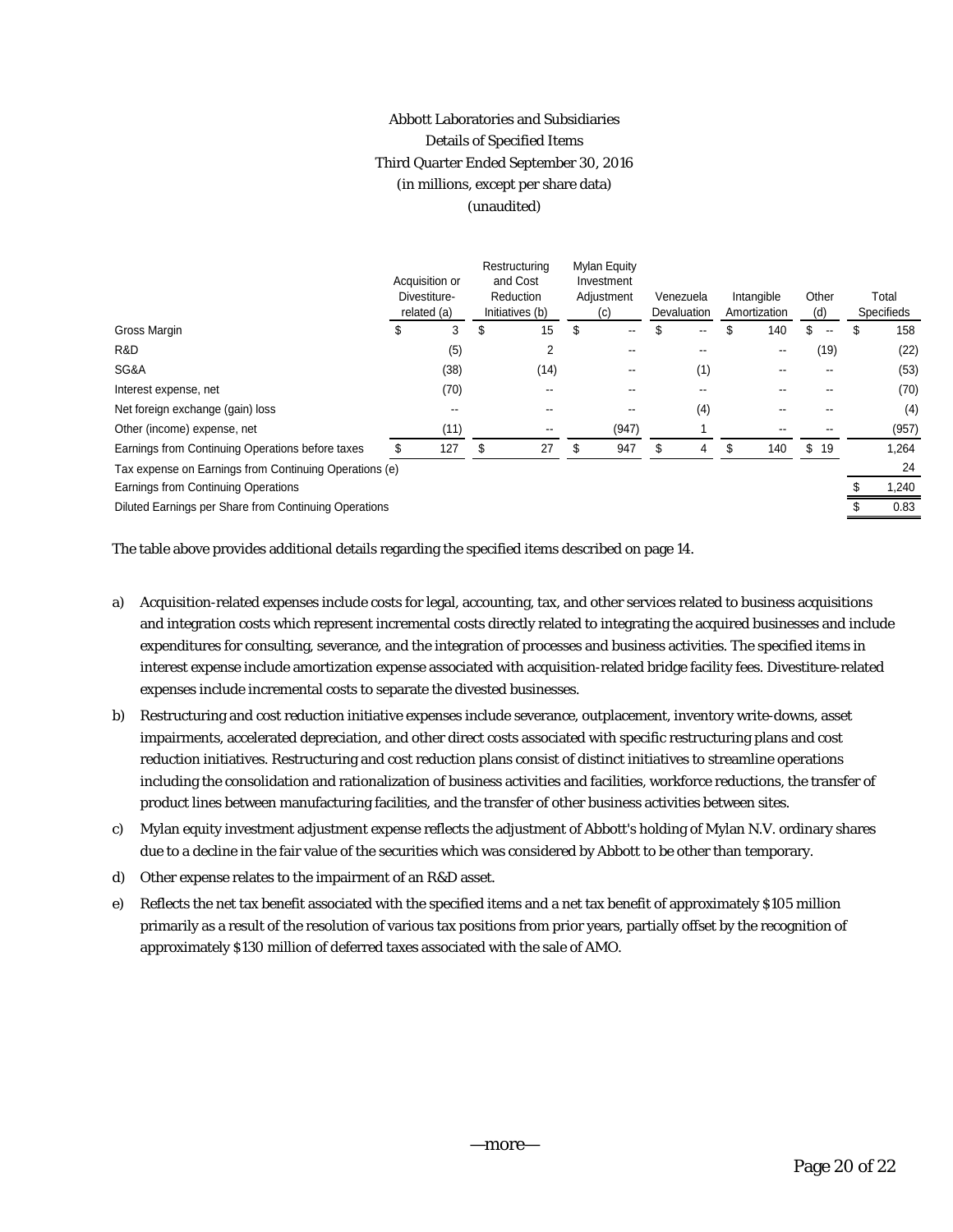Abbott Laboratories and Subsidiaries
Details of Specified Items
Third Quarter Ended September 30, 2016
(in millions, except per share data)
(unaudited)

| | Acquisition or Divestiture-related (a) | Restructuring and Cost Reduction Initiatives (b) | Mylan Equity Investment Adjustment (c) | Venezuela Devaluation | Intangible Amortization | Other (d) | Total Specifieds |
|---|---|---|---|---|---|---|---|
| Gross Margin | $ 3 | $ 15 | $ -- | $ -- | $ 140 | $ -- | $ 158 |
| R&D | (5) | 2 | -- | -- | -- | (19) | (22) |
| SG&A | (38) | (14) | -- | (1) | -- | -- | (53) |
| Interest expense, net | (70) | -- | -- | -- | -- | -- | (70) |
| Net foreign exchange (gain) loss | -- | -- | -- | (4) | -- | -- | (4) |
| Other (income) expense, net | (11) | -- | (947) | 1 | -- | -- | (957) |
| Earnings from Continuing Operations before taxes | $ 127 | $ 27 | $ 947 | $ 4 | $ 140 | $ 19 | 1,264 |
| Tax expense on Earnings from Continuing Operations (e) | | | | | | | 24 |
| Earnings from Continuing Operations | | | | | | | $ 1,240 |
| Diluted Earnings per Share from Continuing Operations | | | | | | | $ 0.83 |

The table above provides additional details regarding the specified items described on page 14.

a) Acquisition-related expenses include costs for legal, accounting, tax, and other services related to business acquisitions and integration costs which represent incremental costs directly related to integrating the acquired businesses and include expenditures for consulting, severance, and the integration of processes and business activities. The specified items in interest expense include amortization expense associated with acquisition-related bridge facility fees. Divestiture-related expenses include incremental costs to separate the divested businesses.

b) Restructuring and cost reduction initiative expenses include severance, outplacement, inventory write-downs, asset impairments, accelerated depreciation, and other direct costs associated with specific restructuring plans and cost reduction initiatives. Restructuring and cost reduction plans consist of distinct initiatives to streamline operations including the consolidation and rationalization of business activities and facilities, workforce reductions, the transfer of product lines between manufacturing facilities, and the transfer of other business activities between sites.

c) Mylan equity investment adjustment expense reflects the adjustment of Abbott's holding of Mylan N.V. ordinary shares due to a decline in the fair value of the securities which was considered by Abbott to be other than temporary.

d) Other expense relates to the impairment of an R&D asset.

e) Reflects the net tax benefit associated with the specified items and a net tax benefit of approximately $105 million primarily as a result of the resolution of various tax positions from prior years, partially offset by the recognition of approximately $130 million of deferred taxes associated with the sale of AMO.

—more—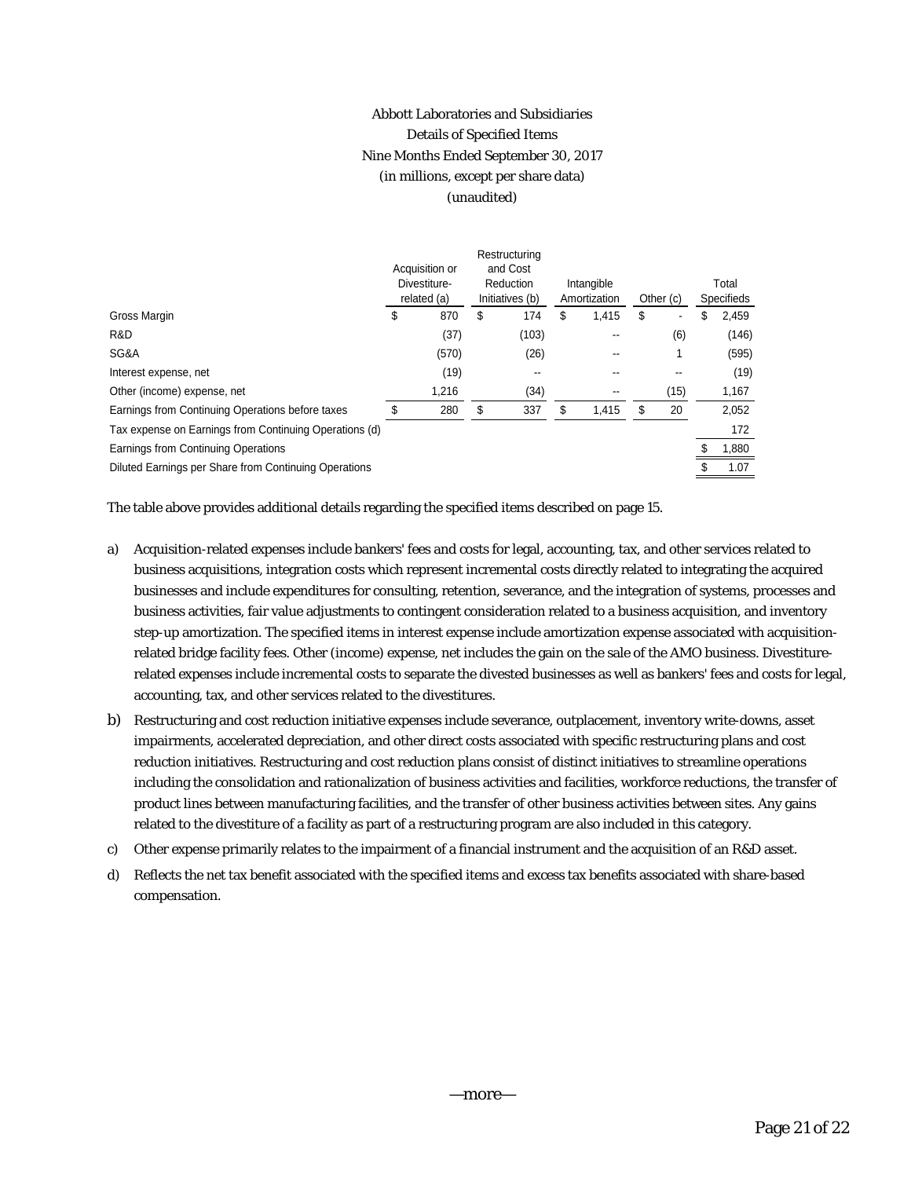Abbott Laboratories and Subsidiaries
Details of Specified Items
Nine Months Ended September 30, 2017
(in millions, except per share data)
(unaudited)

| | Acquisition or Divestiture-related (a) | Restructuring and Cost Reduction Initiatives (b) | Intangible Amortization | Other (c) | Total Specifieds |
|---|---|---|---|---|---|
| Gross Margin | $ 870 | $ 174 | $ 1,415 | $ - | $ 2,459 |
| R&D | (37) | (103) | -- | (6) | (146) |
| SG&A | (570) | (26) | -- | 1 | (595) |
| Interest expense, net | (19) | -- | -- | -- | (19) |
| Other (income) expense, net | 1,216 | (34) | -- | (15) | 1,167 |
| Earnings from Continuing Operations before taxes | $ 280 | $ 337 | $ 1,415 | $ 20 | 2,052 |
| Tax expense on Earnings from Continuing Operations (d) | | | | | 172 |
| Earnings from Continuing Operations | | | | | $ 1,880 |
| Diluted Earnings per Share from Continuing Operations | | | | | $ 1.07 |

The table above provides additional details regarding the specified items described on page 15.

a) Acquisition-related expenses include bankers' fees and costs for legal, accounting, tax, and other services related to business acquisitions, integration costs which represent incremental costs directly related to integrating the acquired businesses and include expenditures for consulting, retention, severance, and the integration of systems, processes and business activities, fair value adjustments to contingent consideration related to a business acquisition, and inventory step-up amortization. The specified items in interest expense include amortization expense associated with acquisition-related bridge facility fees. Other (income) expense, net includes the gain on the sale of the AMO business. Divestiture-related expenses include incremental costs to separate the divested businesses as well as bankers' fees and costs for legal, accounting, tax, and other services related to the divestitures.

b) Restructuring and cost reduction initiative expenses include severance, outplacement, inventory write-downs, asset impairments, accelerated depreciation, and other direct costs associated with specific restructuring plans and cost reduction initiatives. Restructuring and cost reduction plans consist of distinct initiatives to streamline operations including the consolidation and rationalization of business activities and facilities, workforce reductions, the transfer of product lines between manufacturing facilities, and the transfer of other business activities between sites. Any gains related to the divestiture of a facility as part of a restructuring program are also included in this category.

c) Other expense primarily relates to the impairment of a financial instrument and the acquisition of an R&D asset.

d) Reflects the net tax benefit associated with the specified items and excess tax benefits associated with share-based compensation.

—more—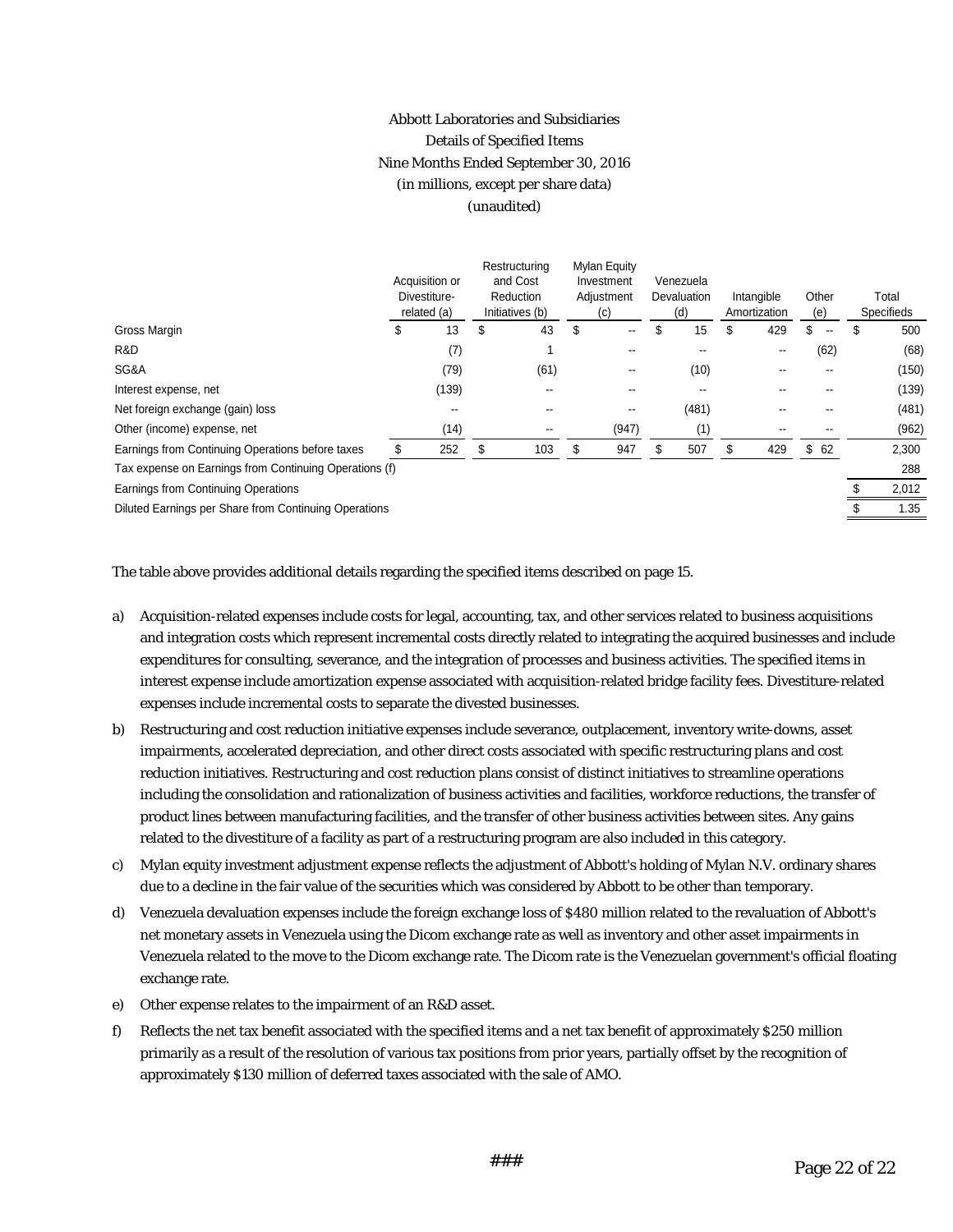Abbott Laboratories and Subsidiaries
Details of Specified Items
Nine Months Ended September 30, 2016
(in millions, except per share data)
(unaudited)

| | Acquisition or Divestiture-related (a) | Restructuring and Cost Reduction Initiatives (b) | Mylan Equity Investment Adjustment (c) | Venezuela Devaluation (d) | Intangible Amortization | Other (e) | Total Specifieds |
|---|---|---|---|---|---|---|---|
| Gross Margin | $ 13 | $ 43 | $ -- | $ 15 | $ 429 | $ -- | $ 500 |
| R&D | (7) | 1 | -- | -- | -- | (62) | (68) |
| SG&A | (79) | (61) | -- | (10) | -- | -- | (150) |
| Interest expense, net | (139) | -- | -- | -- | -- | -- | (139) |
| Net foreign exchange (gain) loss | -- | -- | -- | (481) | -- | -- | (481) |
| Other (income) expense, net | (14) | -- | (947) | (1) | -- | -- | (962) |
| Earnings from Continuing Operations before taxes | $ 252 | $ 103 | $ 947 | $ 507 | $ 429 | $ 62 | 2,300 |
| Tax expense on Earnings from Continuing Operations (f) | | | | | | | 288 |
| Earnings from Continuing Operations | | | | | | | $ 2,012 |
| Diluted Earnings per Share from Continuing Operations | | | | | | | $ 1.35 |

The table above provides additional details regarding the specified items described on page 15.

a) Acquisition-related expenses include costs for legal, accounting, tax, and other services related to business acquisitions and integration costs which represent incremental costs directly related to integrating the acquired businesses and include expenditures for consulting, severance, and the integration of processes and business activities. The specified items in interest expense include amortization expense associated with acquisition-related bridge facility fees. Divestiture-related expenses include incremental costs to separate the divested businesses.

b) Restructuring and cost reduction initiative expenses include severance, outplacement, inventory write-downs, asset impairments, accelerated depreciation, and other direct costs associated with specific restructuring plans and cost reduction initiatives. Restructuring and cost reduction plans consist of distinct initiatives to streamline operations including the consolidation and rationalization of business activities and facilities, workforce reductions, the transfer of product lines between manufacturing facilities, and the transfer of other business activities between sites. Any gains related to the divestiture of a facility as part of a restructuring program are also included in this category.

c) Mylan equity investment adjustment expense reflects the adjustment of Abbott's holding of Mylan N.V. ordinary shares due to a decline in the fair value of the securities which was considered by Abbott to be other than temporary.

d) Venezuela devaluation expenses include the foreign exchange loss of $480 million related to the revaluation of Abbott's net monetary assets in Venezuela using the Dicom exchange rate as well as inventory and other asset impairments in Venezuela related to the move to the Dicom exchange rate. The Dicom rate is the Venezuelan government's official floating exchange rate.

e) Other expense relates to the impairment of an R&D asset.

f) Reflects the net tax benefit associated with the specified items and a net tax benefit of approximately $250 million primarily as a result of the resolution of various tax positions from prior years, partially offset by the recognition of approximately $130 million of deferred taxes associated with the sale of AMO.

###